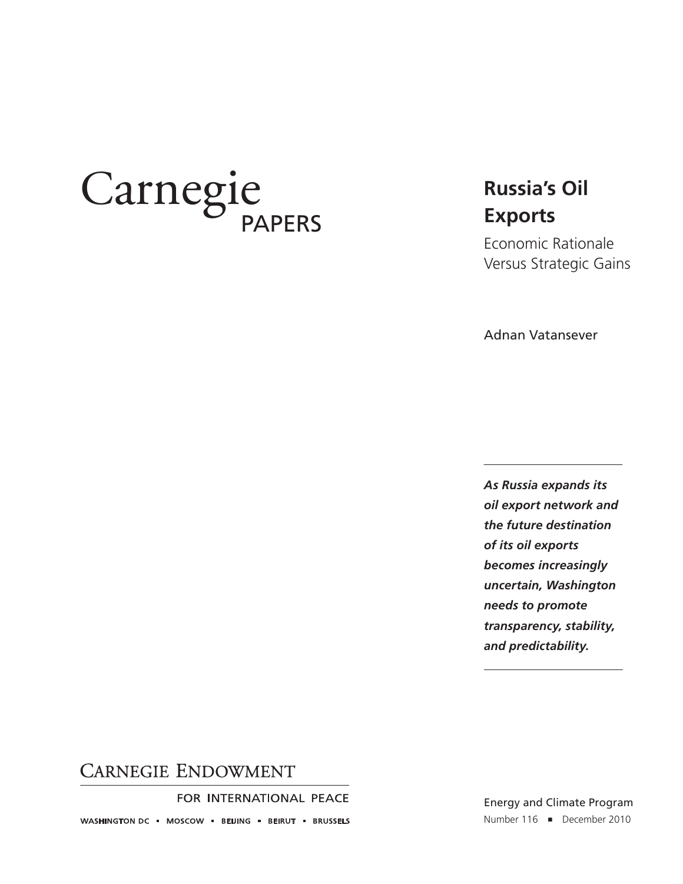Carnegie PAPERS

# Russia's Oil Exports

## Economic Rationale Versus Strategic Gains

Adnan Vatansever

***As Russia expands its oil export network and the future destination of its oil exports becomes increasingly uncertain, Washington needs to promote transparency, stability, and predictability.***

CARNEGIE ENDOWMENT FOR INTERNATIONAL PEACE

WASHINGTON DC ▪ MOSCOW ▪ BEIJING ▪ BEIRUT ▪ BRUSSELS

Energy and Climate Program

Number 116 ■ December 2010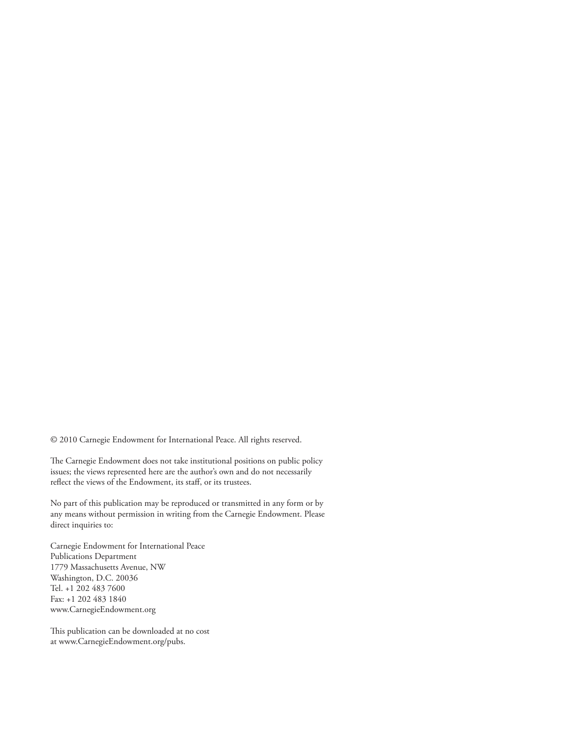© 2010 Carnegie Endowment for International Peace. All rights reserved.

The Carnegie Endowment does not take institutional positions on public policy issues; the views represented here are the author's own and do not necessarily reflect the views of the Endowment, its staff, or its trustees.

No part of this publication may be reproduced or transmitted in any form or by any means without permission in writing from the Carnegie Endowment. Please direct inquiries to:

Carnegie Endowment for International Peace  
Publications Department  
1779 Massachusetts Avenue, NW  
Washington, D.C. 20036  
Tel. +1 202 483 7600  
Fax: +1 202 483 1840  
www.CarnegieEndowment.org

This publication can be downloaded at no cost at www.CarnegieEndowment.org/pubs.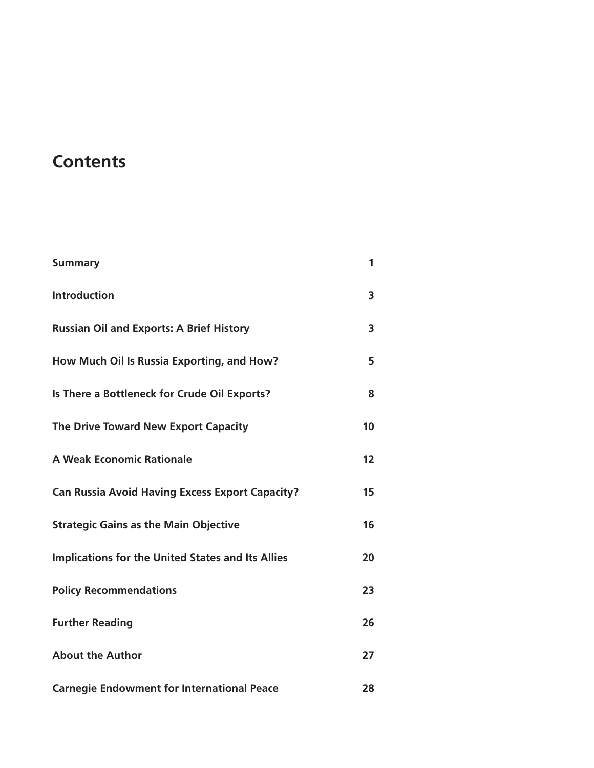# Contents

| | |
|---|---|
| **Summary** | **1** |
| **Introduction** | **3** |
| **Russian Oil and Exports: A Brief History** | **3** |
| **How Much Oil Is Russia Exporting, and How?** | **5** |
| **Is There a Bottleneck for Crude Oil Exports?** | **8** |
| **The Drive Toward New Export Capacity** | **10** |
| **A Weak Economic Rationale** | **12** |
| **Can Russia Avoid Having Excess Export Capacity?** | **15** |
| **Strategic Gains as the Main Objective** | **16** |
| **Implications for the United States and Its Allies** | **20** |
| **Policy Recommendations** | **23** |
| **Further Reading** | **26** |
| **About the Author** | **27** |
| **Carnegie Endowment for International Peace** | **28** |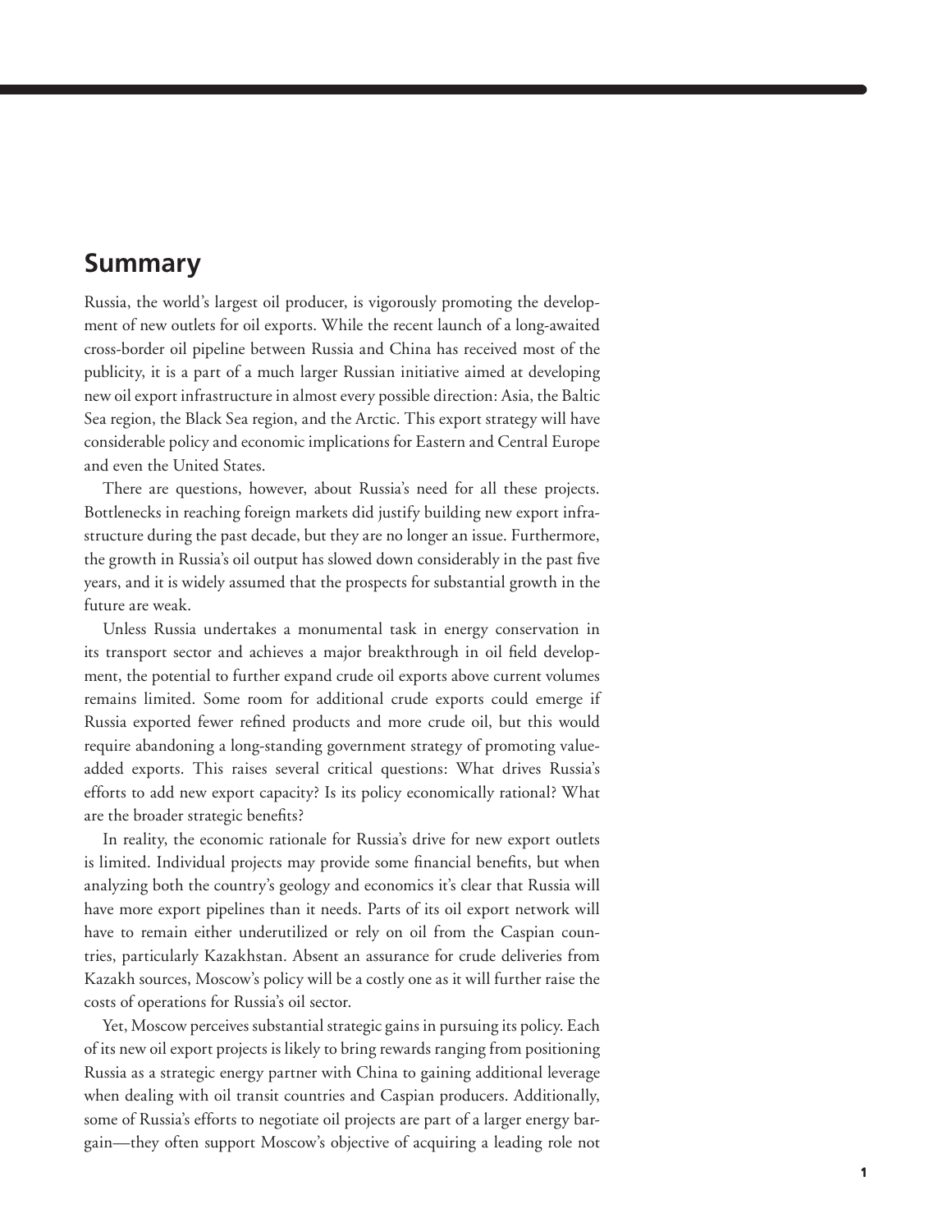## Summary

Russia, the world's largest oil producer, is vigorously promoting the development of new outlets for oil exports. While the recent launch of a long-awaited cross-border oil pipeline between Russia and China has received most of the publicity, it is a part of a much larger Russian initiative aimed at developing new oil export infrastructure in almost every possible direction: Asia, the Baltic Sea region, the Black Sea region, and the Arctic. This export strategy will have considerable policy and economic implications for Eastern and Central Europe and even the United States.

There are questions, however, about Russia's need for all these projects. Bottlenecks in reaching foreign markets did justify building new export infrastructure during the past decade, but they are no longer an issue. Furthermore, the growth in Russia's oil output has slowed down considerably in the past five years, and it is widely assumed that the prospects for substantial growth in the future are weak.

Unless Russia undertakes a monumental task in energy conservation in its transport sector and achieves a major breakthrough in oil field development, the potential to further expand crude oil exports above current volumes remains limited. Some room for additional crude exports could emerge if Russia exported fewer refined products and more crude oil, but this would require abandoning a long-standing government strategy of promoting value-added exports. This raises several critical questions: What drives Russia's efforts to add new export capacity? Is its policy economically rational? What are the broader strategic benefits?

In reality, the economic rationale for Russia's drive for new export outlets is limited. Individual projects may provide some financial benefits, but when analyzing both the country's geology and economics it's clear that Russia will have more export pipelines than it needs. Parts of its oil export network will have to remain either underutilized or rely on oil from the Caspian countries, particularly Kazakhstan. Absent an assurance for crude deliveries from Kazakh sources, Moscow's policy will be a costly one as it will further raise the costs of operations for Russia's oil sector.

Yet, Moscow perceives substantial strategic gains in pursuing its policy. Each of its new oil export projects is likely to bring rewards ranging from positioning Russia as a strategic energy partner with China to gaining additional leverage when dealing with oil transit countries and Caspian producers. Additionally, some of Russia's efforts to negotiate oil projects are part of a larger energy bargain—they often support Moscow's objective of acquiring a leading role not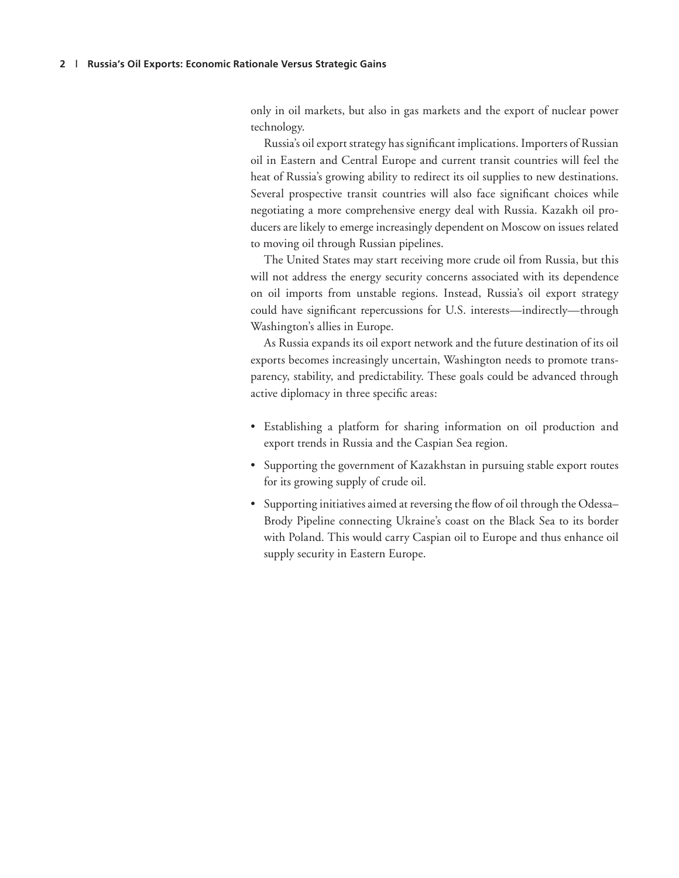only in oil markets, but also in gas markets and the export of nuclear power technology.

Russia's oil export strategy has significant implications. Importers of Russian oil in Eastern and Central Europe and current transit countries will feel the heat of Russia's growing ability to redirect its oil supplies to new destinations. Several prospective transit countries will also face significant choices while negotiating a more comprehensive energy deal with Russia. Kazakh oil producers are likely to emerge increasingly dependent on Moscow on issues related to moving oil through Russian pipelines.

The United States may start receiving more crude oil from Russia, but this will not address the energy security concerns associated with its dependence on oil imports from unstable regions. Instead, Russia's oil export strategy could have significant repercussions for U.S. interests—indirectly—through Washington's allies in Europe.

As Russia expands its oil export network and the future destination of its oil exports becomes increasingly uncertain, Washington needs to promote transparency, stability, and predictability. These goals could be advanced through active diplomacy in three specific areas:

- Establishing a platform for sharing information on oil production and export trends in Russia and the Caspian Sea region.
- Supporting the government of Kazakhstan in pursuing stable export routes for its growing supply of crude oil.
- Supporting initiatives aimed at reversing the flow of oil through the Odessa–Brody Pipeline connecting Ukraine's coast on the Black Sea to its border with Poland. This would carry Caspian oil to Europe and thus enhance oil supply security in Eastern Europe.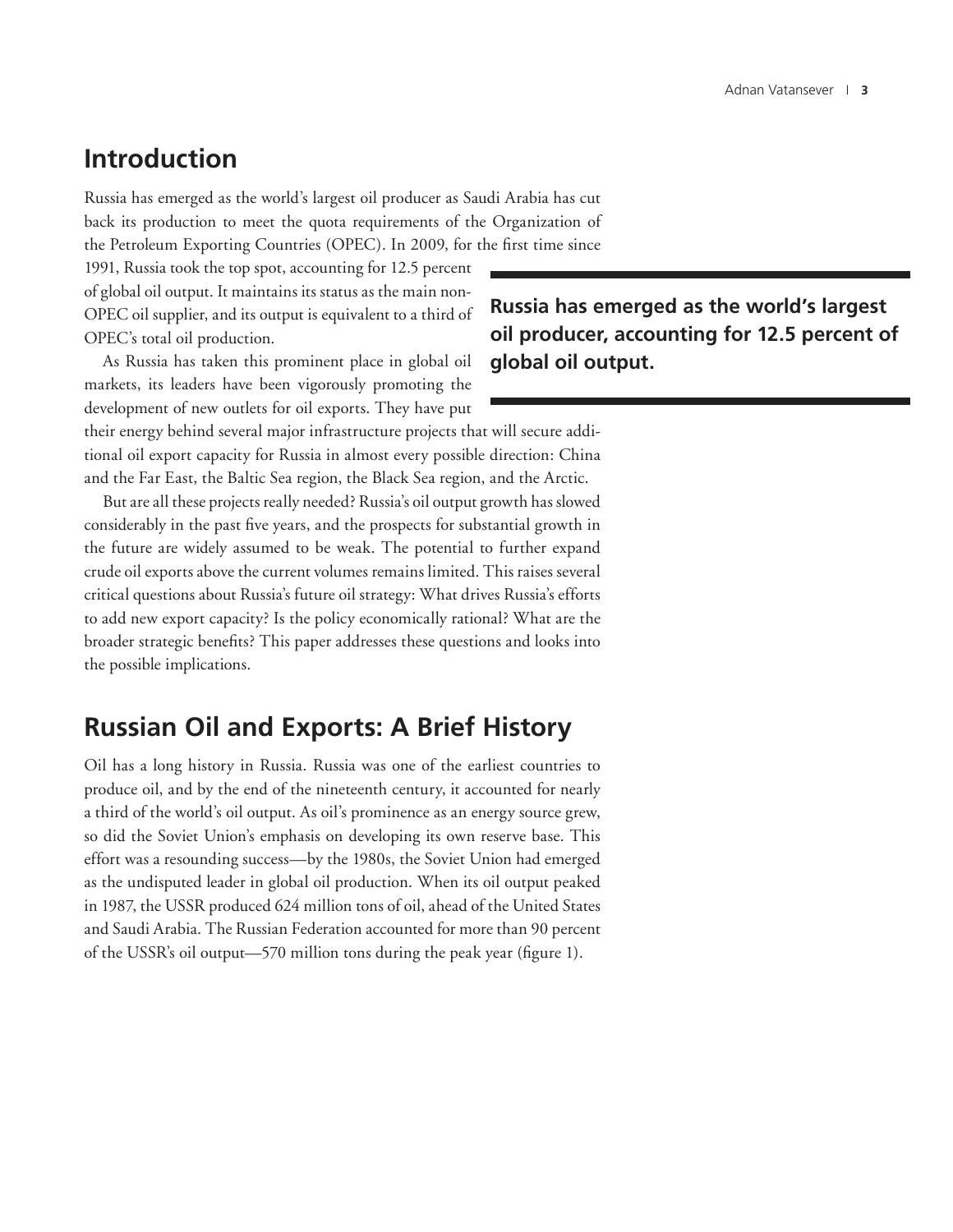## Introduction

Russia has emerged as the world's largest oil producer as Saudi Arabia has cut back its production to meet the quota requirements of the Organization of the Petroleum Exporting Countries (OPEC). In 2009, for the first time since 1991, Russia took the top spot, accounting for 12.5 percent of global oil output. It maintains its status as the main non-OPEC oil supplier, and its output is equivalent to a third of OPEC's total oil production.

**Russia has emerged as the world's largest oil producer, accounting for 12.5 percent of global oil output.**

As Russia has taken this prominent place in global oil markets, its leaders have been vigorously promoting the development of new outlets for oil exports. They have put their energy behind several major infrastructure projects that will secure additional oil export capacity for Russia in almost every possible direction: China and the Far East, the Baltic Sea region, the Black Sea region, and the Arctic.

But are all these projects really needed? Russia's oil output growth has slowed considerably in the past five years, and the prospects for substantial growth in the future are widely assumed to be weak. The potential to further expand crude oil exports above the current volumes remains limited. This raises several critical questions about Russia's future oil strategy: What drives Russia's efforts to add new export capacity? Is the policy economically rational? What are the broader strategic benefits? This paper addresses these questions and looks into the possible implications.

## Russian Oil and Exports: A Brief History

Oil has a long history in Russia. Russia was one of the earliest countries to produce oil, and by the end of the nineteenth century, it accounted for nearly a third of the world's oil output. As oil's prominence as an energy source grew, so did the Soviet Union's emphasis on developing its own reserve base. This effort was a resounding success—by the 1980s, the Soviet Union had emerged as the undisputed leader in global oil production. When its oil output peaked in 1987, the USSR produced 624 million tons of oil, ahead of the United States and Saudi Arabia. The Russian Federation accounted for more than 90 percent of the USSR's oil output—570 million tons during the peak year (figure 1).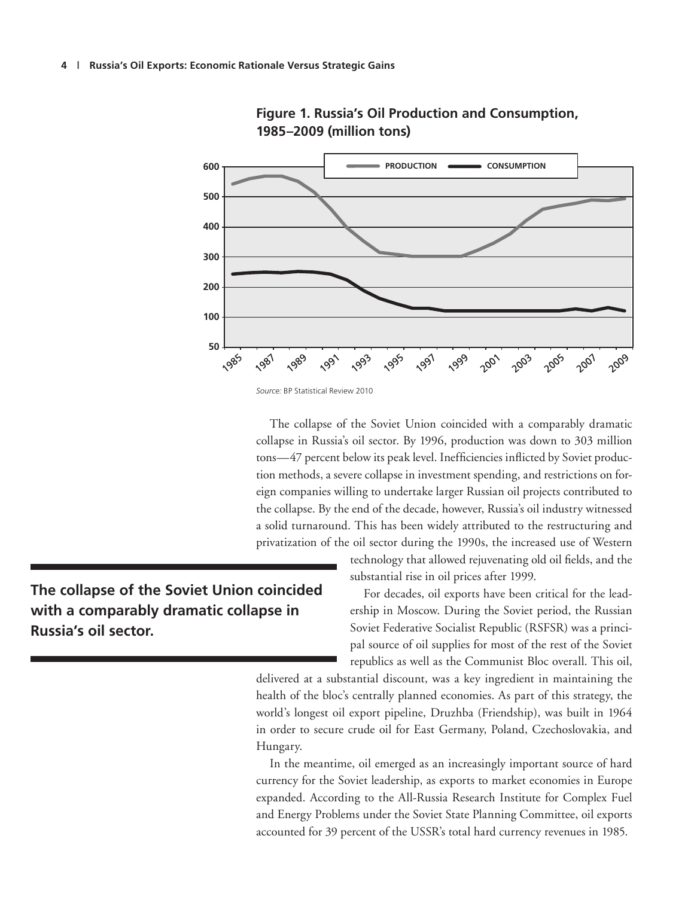**Figure 1. Russia's Oil Production and Consumption, 1985–2009 (million tons)**

*Source:* BP Statistical Review 2010

The collapse of the Soviet Union coincided with a comparably dramatic collapse in Russia's oil sector. By 1996, production was down to 303 million tons—47 percent below its peak level. Inefficiencies inflicted by Soviet production methods, a severe collapse in investment spending, and restrictions on foreign companies willing to undertake larger Russian oil projects contributed to the collapse. By the end of the decade, however, Russia's oil industry witnessed a solid turnaround. This has been widely attributed to the restructuring and privatization of the oil sector during the 1990s, the increased use of Western technology that allowed rejuvenating old oil fields, and the substantial rise in oil prices after 1999.

**The collapse of the Soviet Union coincided with a comparably dramatic collapse in Russia's oil sector.**

For decades, oil exports have been critical for the leadership in Moscow. During the Soviet period, the Russian Soviet Federative Socialist Republic (RSFSR) was a principal source of oil supplies for most of the rest of the Soviet republics as well as the Communist Bloc overall. This oil, delivered at a substantial discount, was a key ingredient in maintaining the health of the bloc's centrally planned economies. As part of this strategy, the world's longest oil export pipeline, Druzhba (Friendship), was built in 1964 in order to secure crude oil for East Germany, Poland, Czechoslovakia, and Hungary.

In the meantime, oil emerged as an increasingly important source of hard currency for the Soviet leadership, as exports to market economies in Europe expanded. According to the All-Russia Research Institute for Complex Fuel and Energy Problems under the Soviet State Planning Committee, oil exports accounted for 39 percent of the USSR's total hard currency revenues in 1985.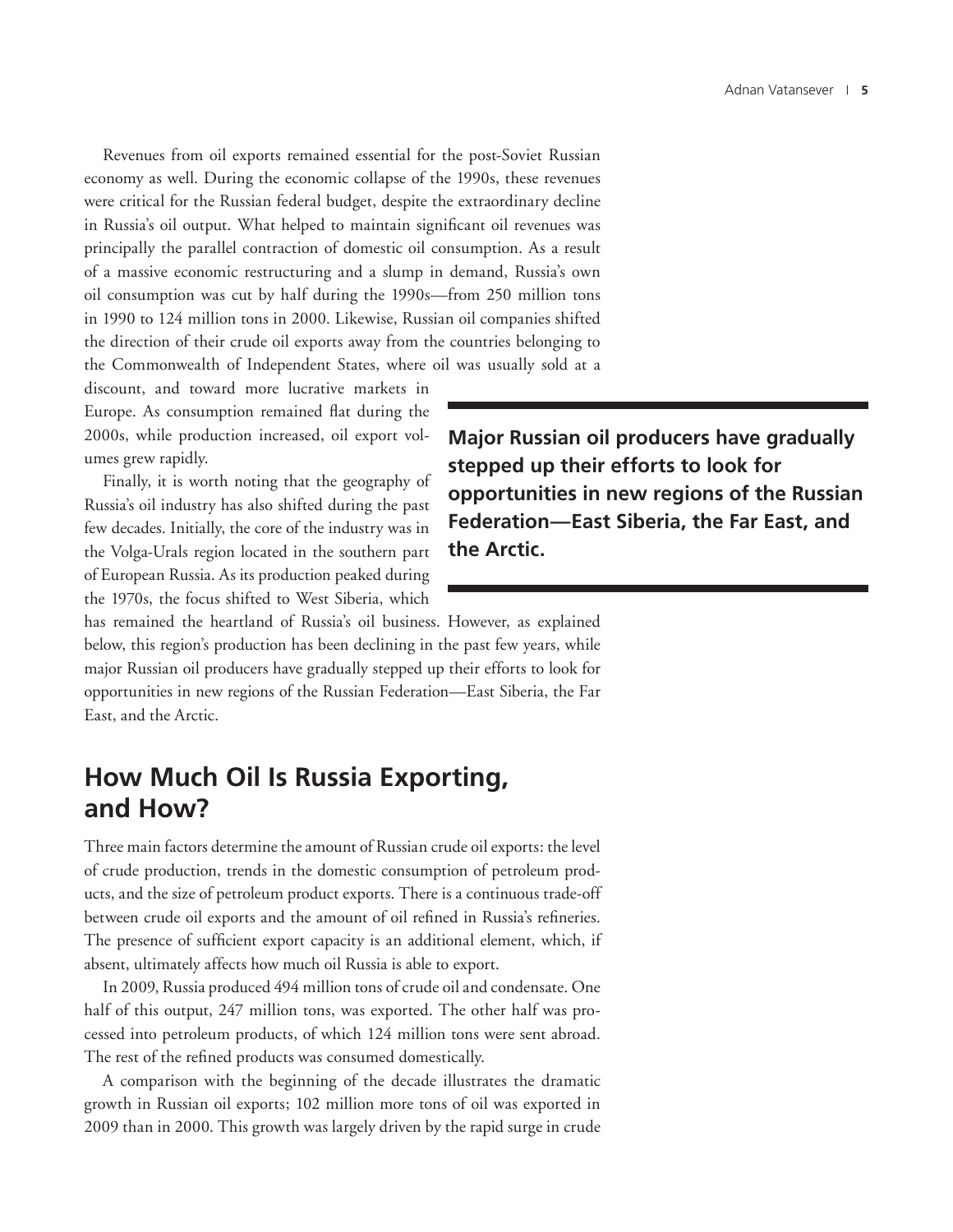Revenues from oil exports remained essential for the post-Soviet Russian economy as well. During the economic collapse of the 1990s, these revenues were critical for the Russian federal budget, despite the extraordinary decline in Russia's oil output. What helped to maintain significant oil revenues was principally the parallel contraction of domestic oil consumption. As a result of a massive economic restructuring and a slump in demand, Russia's own oil consumption was cut by half during the 1990s—from 250 million tons in 1990 to 124 million tons in 2000. Likewise, Russian oil companies shifted the direction of their crude oil exports away from the countries belonging to the Commonwealth of Independent States, where oil was usually sold at a discount, and toward more lucrative markets in Europe. As consumption remained flat during the 2000s, while production increased, oil export volumes grew rapidly.

Finally, it is worth noting that the geography of Russia's oil industry has also shifted during the past few decades. Initially, the core of the industry was in the Volga-Urals region located in the southern part of European Russia. As its production peaked during the 1970s, the focus shifted to West Siberia, which has remained the heartland of Russia's oil business. However, as explained below, this region's production has been declining in the past few years, while major Russian oil producers have gradually stepped up their efforts to look for opportunities in new regions of the Russian Federation—East Siberia, the Far East, and the Arctic.

**Major Russian oil producers have gradually stepped up their efforts to look for opportunities in new regions of the Russian Federation—East Siberia, the Far East, and the Arctic.**

## How Much Oil Is Russia Exporting, and How?

Three main factors determine the amount of Russian crude oil exports: the level of crude production, trends in the domestic consumption of petroleum products, and the size of petroleum product exports. There is a continuous trade-off between crude oil exports and the amount of oil refined in Russia's refineries. The presence of sufficient export capacity is an additional element, which, if absent, ultimately affects how much oil Russia is able to export.

In 2009, Russia produced 494 million tons of crude oil and condensate. One half of this output, 247 million tons, was exported. The other half was processed into petroleum products, of which 124 million tons were sent abroad. The rest of the refined products was consumed domestically.

A comparison with the beginning of the decade illustrates the dramatic growth in Russian oil exports; 102 million more tons of oil was exported in 2009 than in 2000. This growth was largely driven by the rapid surge in crude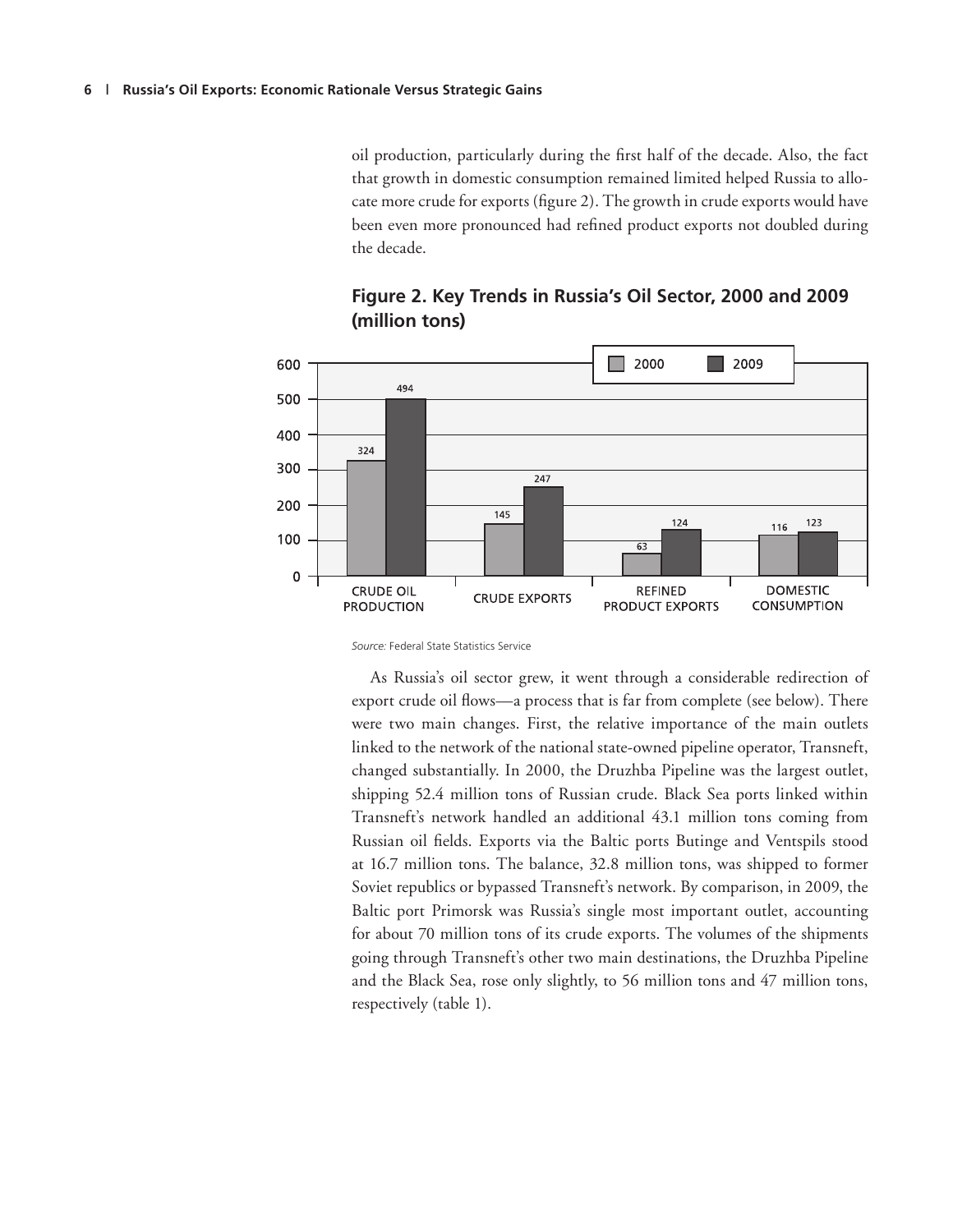oil production, particularly during the first half of the decade. Also, the fact that growth in domestic consumption remained limited helped Russia to allocate more crude for exports (figure 2). The growth in crude exports would have been even more pronounced had refined product exports not doubled during the decade.

**Figure 2. Key Trends in Russia's Oil Sector, 2000 and 2009 (million tons)**

| | 2000 | 2009 |
|---|---|---|
| Crude Oil Production | 324 | 494 |
| Crude Exports | 145 | 247 |
| Refined Product Exports | 63 | 124 |
| Domestic Consumption | 116 | 123 |

*Source:* Federal State Statistics Service

As Russia's oil sector grew, it went through a considerable redirection of export crude oil flows—a process that is far from complete (see below). There were two main changes. First, the relative importance of the main outlets linked to the network of the national state-owned pipeline operator, Transneft, changed substantially. In 2000, the Druzhba Pipeline was the largest outlet, shipping 52.4 million tons of Russian crude. Black Sea ports linked within Transneft's network handled an additional 43.1 million tons coming from Russian oil fields. Exports via the Baltic ports Butinge and Ventspils stood at 16.7 million tons. The balance, 32.8 million tons, was shipped to former Soviet republics or bypassed Transneft's network. By comparison, in 2009, the Baltic port Primorsk was Russia's single most important outlet, accounting for about 70 million tons of its crude exports. The volumes of the shipments going through Transneft's other two main destinations, the Druzhba Pipeline and the Black Sea, rose only slightly, to 56 million tons and 47 million tons, respectively (table 1).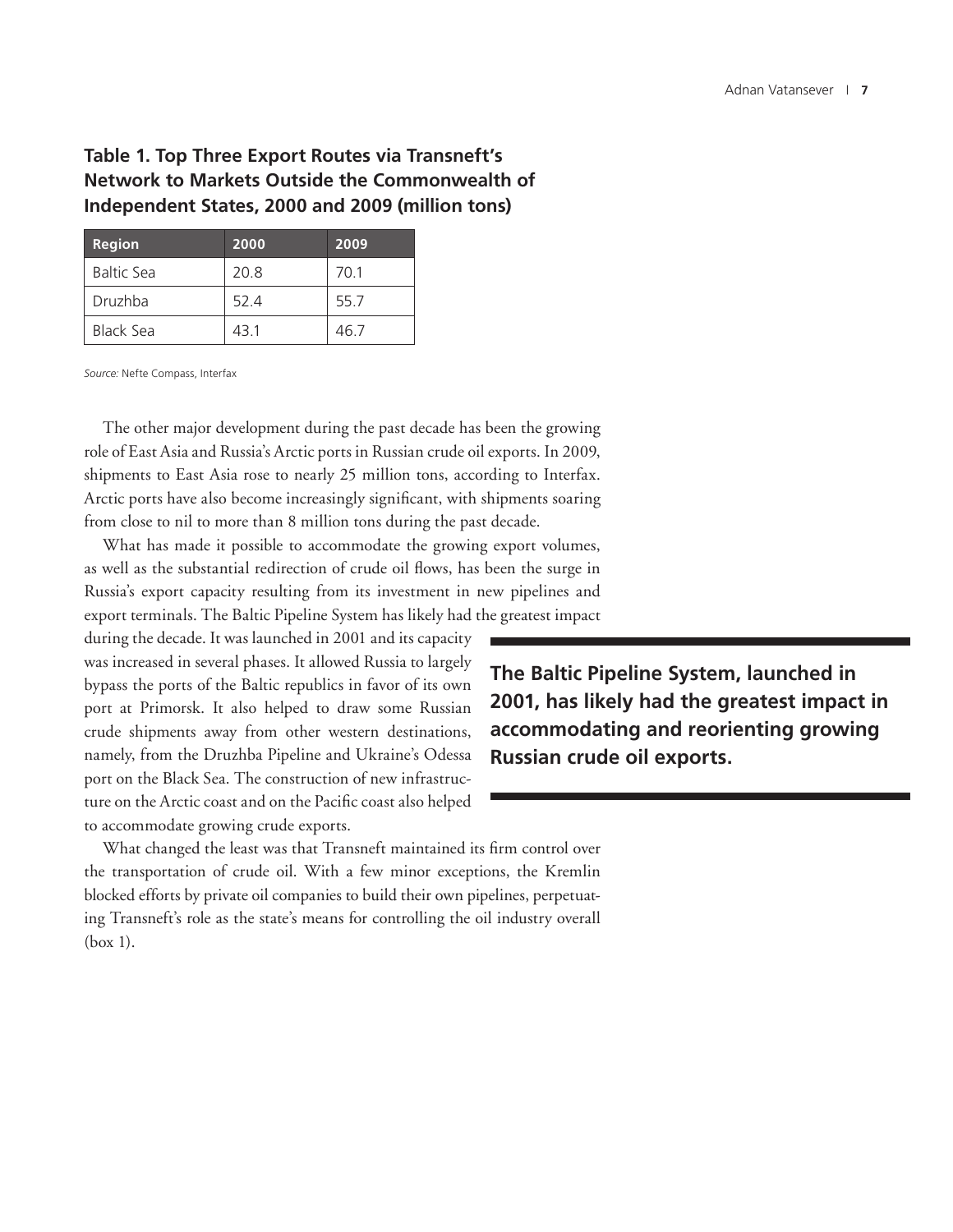**Table 1. Top Three Export Routes via Transneft's Network to Markets Outside the Commonwealth of Independent States, 2000 and 2009 (million tons)**

| Region | 2000 | 2009 |
|---|---|---|
| Baltic Sea | 20.8 | 70.1 |
| Druzhba | 52.4 | 55.7 |
| Black Sea | 43.1 | 46.7 |

*Source:* Nefte Compass, Interfax

The other major development during the past decade has been the growing role of East Asia and Russia's Arctic ports in Russian crude oil exports. In 2009, shipments to East Asia rose to nearly 25 million tons, according to Interfax. Arctic ports have also become increasingly significant, with shipments soaring from close to nil to more than 8 million tons during the past decade.

What has made it possible to accommodate the growing export volumes, as well as the substantial redirection of crude oil flows, has been the surge in Russia's export capacity resulting from its investment in new pipelines and export terminals. The Baltic Pipeline System has likely had the greatest impact during the decade. It was launched in 2001 and its capacity was increased in several phases. It allowed Russia to largely bypass the ports of the Baltic republics in favor of its own port at Primorsk. It also helped to draw some Russian crude shipments away from other western destinations, namely, from the Druzhba Pipeline and Ukraine's Odessa port on the Black Sea. The construction of new infrastructure on the Arctic coast and on the Pacific coast also helped to accommodate growing crude exports.

**The Baltic Pipeline System, launched in 2001, has likely had the greatest impact in accommodating and reorienting growing Russian crude oil exports.**

What changed the least was that Transneft maintained its firm control over the transportation of crude oil. With a few minor exceptions, the Kremlin blocked efforts by private oil companies to build their own pipelines, perpetuating Transneft's role as the state's means for controlling the oil industry overall (box 1).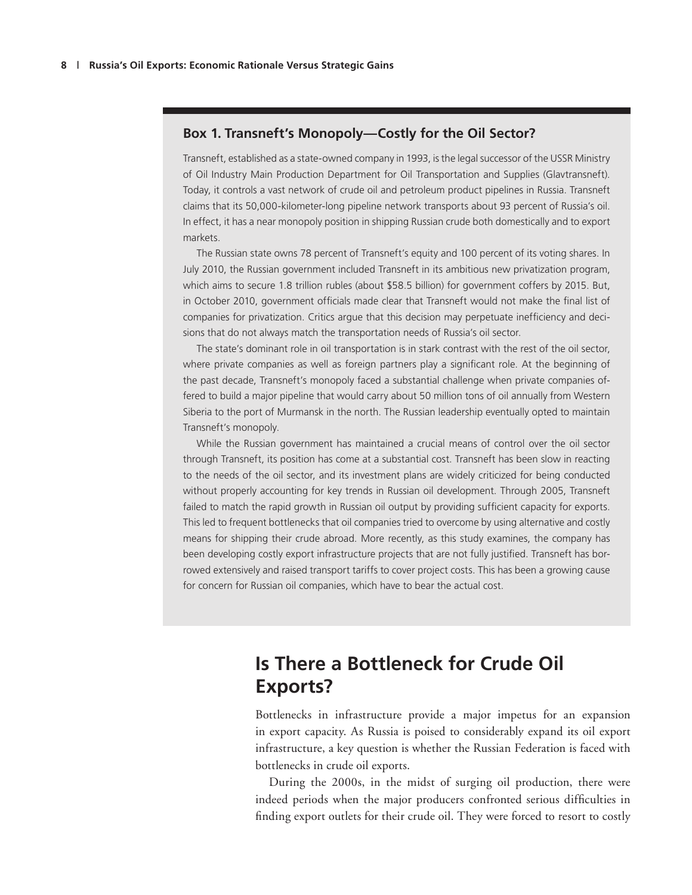### Box 1. Transneft's Monopoly—Costly for the Oil Sector?

Transneft, established as a state-owned company in 1993, is the legal successor of the USSR Ministry of Oil Industry Main Production Department for Oil Transportation and Supplies (Glavtransneft). Today, it controls a vast network of crude oil and petroleum product pipelines in Russia. Transneft claims that its 50,000-kilometer-long pipeline network transports about 93 percent of Russia's oil. In effect, it has a near monopoly position in shipping Russian crude both domestically and to export markets.

The Russian state owns 78 percent of Transneft's equity and 100 percent of its voting shares. In July 2010, the Russian government included Transneft in its ambitious new privatization program, which aims to secure 1.8 trillion rubles (about $58.5 billion) for government coffers by 2015. But, in October 2010, government officials made clear that Transneft would not make the final list of companies for privatization. Critics argue that this decision may perpetuate inefficiency and decisions that do not always match the transportation needs of Russia's oil sector.

The state's dominant role in oil transportation is in stark contrast with the rest of the oil sector, where private companies as well as foreign partners play a significant role. At the beginning of the past decade, Transneft's monopoly faced a substantial challenge when private companies offered to build a major pipeline that would carry about 50 million tons of oil annually from Western Siberia to the port of Murmansk in the north. The Russian leadership eventually opted to maintain Transneft's monopoly.

While the Russian government has maintained a crucial means of control over the oil sector through Transneft, its position has come at a substantial cost. Transneft has been slow in reacting to the needs of the oil sector, and its investment plans are widely criticized for being conducted without properly accounting for key trends in Russian oil development. Through 2005, Transneft failed to match the rapid growth in Russian oil output by providing sufficient capacity for exports. This led to frequent bottlenecks that oil companies tried to overcome by using alternative and costly means for shipping their crude abroad. More recently, as this study examines, the company has been developing costly export infrastructure projects that are not fully justified. Transneft has borrowed extensively and raised transport tariffs to cover project costs. This has been a growing cause for concern for Russian oil companies, which have to bear the actual cost.

## Is There a Bottleneck for Crude Oil Exports?

Bottlenecks in infrastructure provide a major impetus for an expansion in export capacity. As Russia is poised to considerably expand its oil export infrastructure, a key question is whether the Russian Federation is faced with bottlenecks in crude oil exports.

During the 2000s, in the midst of surging oil production, there were indeed periods when the major producers confronted serious difficulties in finding export outlets for their crude oil. They were forced to resort to costly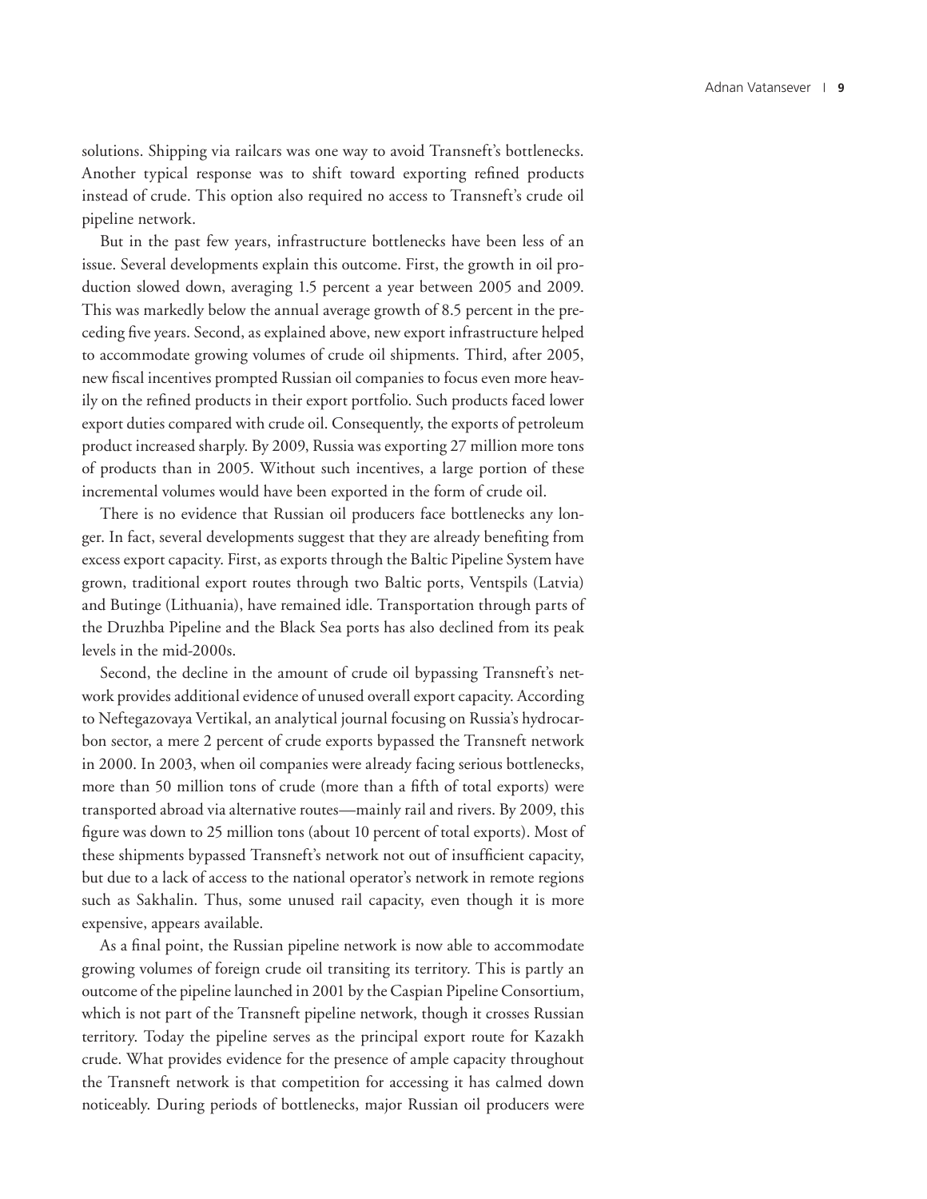solutions. Shipping via railcars was one way to avoid Transneft's bottlenecks. Another typical response was to shift toward exporting refined products instead of crude. This option also required no access to Transneft's crude oil pipeline network.

But in the past few years, infrastructure bottlenecks have been less of an issue. Several developments explain this outcome. First, the growth in oil production slowed down, averaging 1.5 percent a year between 2005 and 2009. This was markedly below the annual average growth of 8.5 percent in the preceding five years. Second, as explained above, new export infrastructure helped to accommodate growing volumes of crude oil shipments. Third, after 2005, new fiscal incentives prompted Russian oil companies to focus even more heavily on the refined products in their export portfolio. Such products faced lower export duties compared with crude oil. Consequently, the exports of petroleum product increased sharply. By 2009, Russia was exporting 27 million more tons of products than in 2005. Without such incentives, a large portion of these incremental volumes would have been exported in the form of crude oil.

There is no evidence that Russian oil producers face bottlenecks any longer. In fact, several developments suggest that they are already benefiting from excess export capacity. First, as exports through the Baltic Pipeline System have grown, traditional export routes through two Baltic ports, Ventspils (Latvia) and Butinge (Lithuania), have remained idle. Transportation through parts of the Druzhba Pipeline and the Black Sea ports has also declined from its peak levels in the mid-2000s.

Second, the decline in the amount of crude oil bypassing Transneft's network provides additional evidence of unused overall export capacity. According to Neftegazovaya Vertikal, an analytical journal focusing on Russia's hydrocarbon sector, a mere 2 percent of crude exports bypassed the Transneft network in 2000. In 2003, when oil companies were already facing serious bottlenecks, more than 50 million tons of crude (more than a fifth of total exports) were transported abroad via alternative routes—mainly rail and rivers. By 2009, this figure was down to 25 million tons (about 10 percent of total exports). Most of these shipments bypassed Transneft's network not out of insufficient capacity, but due to a lack of access to the national operator's network in remote regions such as Sakhalin. Thus, some unused rail capacity, even though it is more expensive, appears available.

As a final point, the Russian pipeline network is now able to accommodate growing volumes of foreign crude oil transiting its territory. This is partly an outcome of the pipeline launched in 2001 by the Caspian Pipeline Consortium, which is not part of the Transneft pipeline network, though it crosses Russian territory. Today the pipeline serves as the principal export route for Kazakh crude. What provides evidence for the presence of ample capacity throughout the Transneft network is that competition for accessing it has calmed down noticeably. During periods of bottlenecks, major Russian oil producers were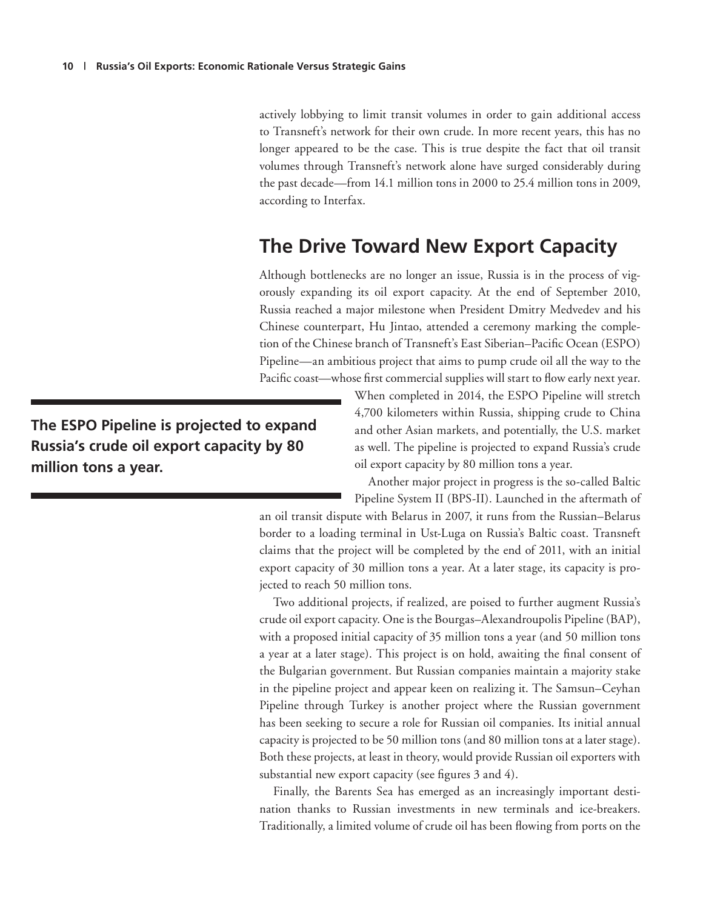actively lobbying to limit transit volumes in order to gain additional access to Transneft's network for their own crude. In more recent years, this has no longer appeared to be the case. This is true despite the fact that oil transit volumes through Transneft's network alone have surged considerably during the past decade—from 14.1 million tons in 2000 to 25.4 million tons in 2009, according to Interfax.

## The Drive Toward New Export Capacity

Although bottlenecks are no longer an issue, Russia is in the process of vigorously expanding its oil export capacity. At the end of September 2010, Russia reached a major milestone when President Dmitry Medvedev and his Chinese counterpart, Hu Jintao, attended a ceremony marking the completion of the Chinese branch of Transneft's East Siberian–Pacific Ocean (ESPO) Pipeline—an ambitious project that aims to pump crude oil all the way to the Pacific coast—whose first commercial supplies will start to flow early next year. When completed in 2014, the ESPO Pipeline will stretch 4,700 kilometers within Russia, shipping crude to China and other Asian markets, and potentially, the U.S. market as well. The pipeline is projected to expand Russia's crude oil export capacity by 80 million tons a year.

**The ESPO Pipeline is projected to expand Russia's crude oil export capacity by 80 million tons a year.**

Another major project in progress is the so-called Baltic Pipeline System II (BPS-II). Launched in the aftermath of an oil transit dispute with Belarus in 2007, it runs from the Russian–Belarus border to a loading terminal in Ust-Luga on Russia's Baltic coast. Transneft claims that the project will be completed by the end of 2011, with an initial export capacity of 30 million tons a year. At a later stage, its capacity is projected to reach 50 million tons.

Two additional projects, if realized, are poised to further augment Russia's crude oil export capacity. One is the Bourgas–Alexandroupolis Pipeline (BAP), with a proposed initial capacity of 35 million tons a year (and 50 million tons a year at a later stage). This project is on hold, awaiting the final consent of the Bulgarian government. But Russian companies maintain a majority stake in the pipeline project and appear keen on realizing it. The Samsun–Ceyhan Pipeline through Turkey is another project where the Russian government has been seeking to secure a role for Russian oil companies. Its initial annual capacity is projected to be 50 million tons (and 80 million tons at a later stage). Both these projects, at least in theory, would provide Russian oil exporters with substantial new export capacity (see figures 3 and 4).

Finally, the Barents Sea has emerged as an increasingly important destination thanks to Russian investments in new terminals and ice-breakers. Traditionally, a limited volume of crude oil has been flowing from ports on the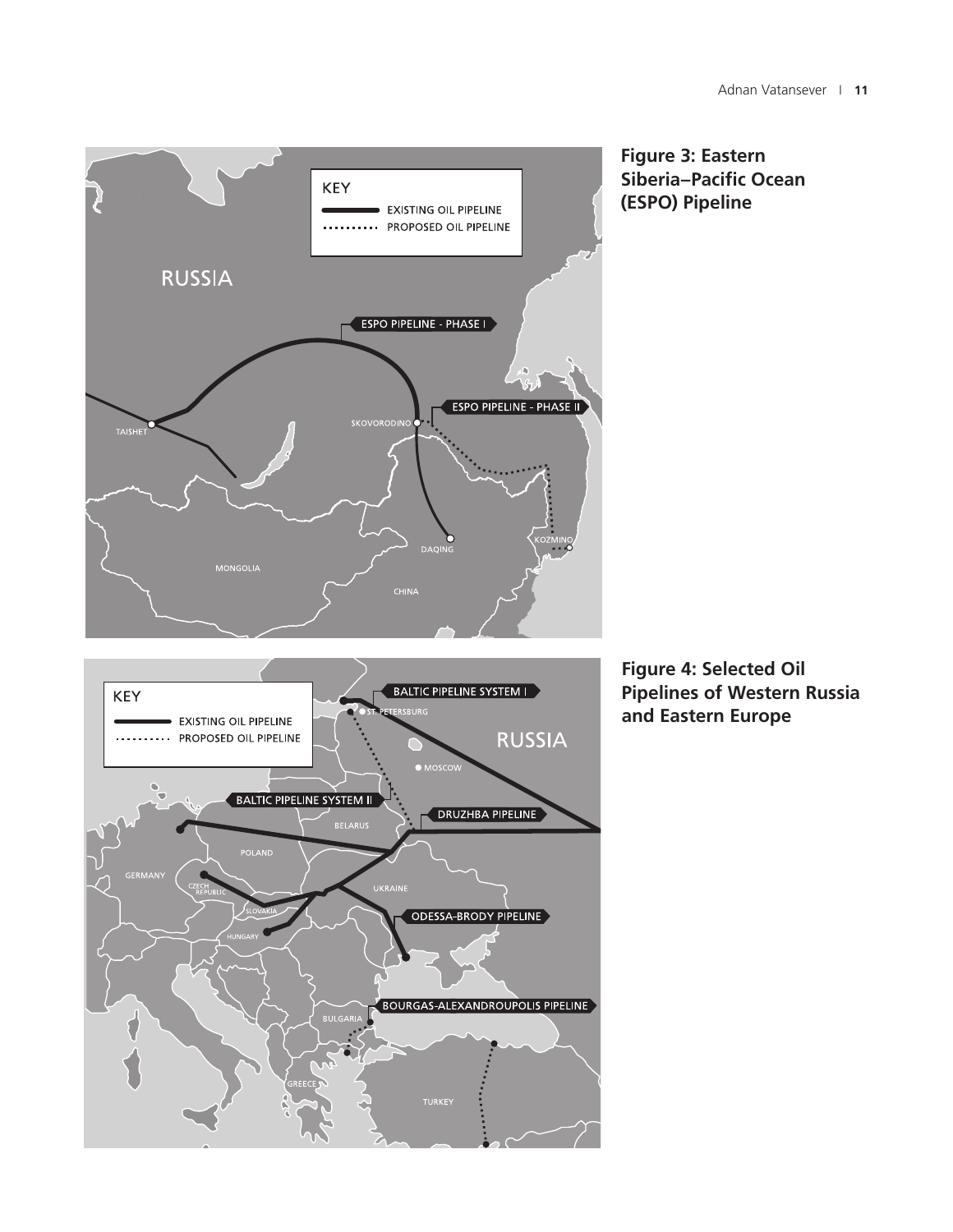**Figure 3: Eastern Siberia–Pacific Ocean (ESPO) Pipeline**

**Figure 4: Selected Oil Pipelines of Western Russia and Eastern Europe**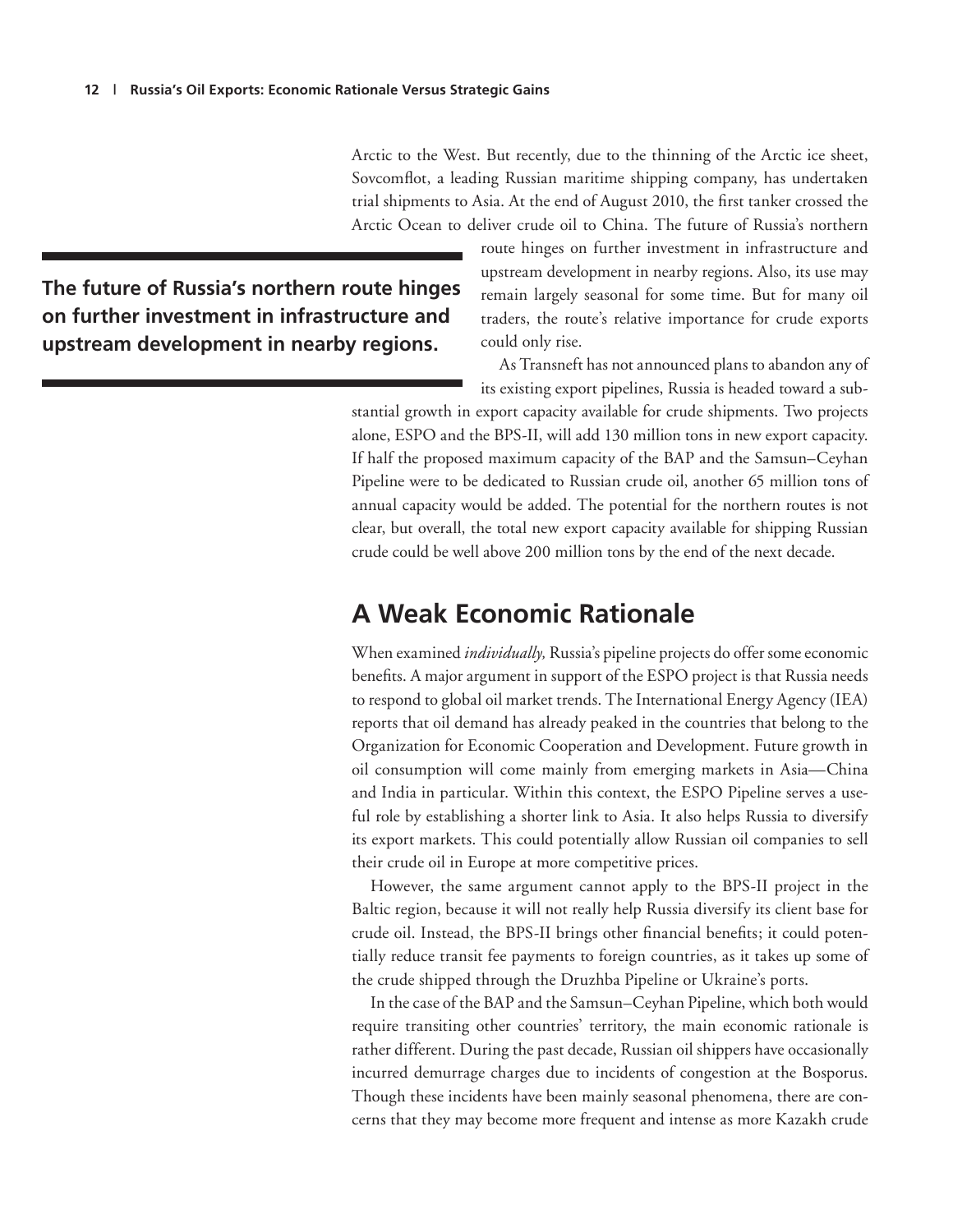Arctic to the West. But recently, due to the thinning of the Arctic ice sheet, Sovcomflot, a leading Russian maritime shipping company, has undertaken trial shipments to Asia. At the end of August 2010, the first tanker crossed the Arctic Ocean to deliver crude oil to China. The future of Russia's northern route hinges on further investment in infrastructure and upstream development in nearby regions. Also, its use may remain largely seasonal for some time. But for many oil traders, the route's relative importance for crude exports could only rise.

**The future of Russia's northern route hinges on further investment in infrastructure and upstream development in nearby regions.**

As Transneft has not announced plans to abandon any of its existing export pipelines, Russia is headed toward a substantial growth in export capacity available for crude shipments. Two projects alone, ESPO and the BPS-II, will add 130 million tons in new export capacity. If half the proposed maximum capacity of the BAP and the Samsun–Ceyhan Pipeline were to be dedicated to Russian crude oil, another 65 million tons of annual capacity would be added. The potential for the northern routes is not clear, but overall, the total new export capacity available for shipping Russian crude could be well above 200 million tons by the end of the next decade.

## A Weak Economic Rationale

When examined *individually,* Russia's pipeline projects do offer some economic benefits. A major argument in support of the ESPO project is that Russia needs to respond to global oil market trends. The International Energy Agency (IEA) reports that oil demand has already peaked in the countries that belong to the Organization for Economic Cooperation and Development. Future growth in oil consumption will come mainly from emerging markets in Asia—China and India in particular. Within this context, the ESPO Pipeline serves a useful role by establishing a shorter link to Asia. It also helps Russia to diversify its export markets. This could potentially allow Russian oil companies to sell their crude oil in Europe at more competitive prices.

However, the same argument cannot apply to the BPS-II project in the Baltic region, because it will not really help Russia diversify its client base for crude oil. Instead, the BPS-II brings other financial benefits; it could potentially reduce transit fee payments to foreign countries, as it takes up some of the crude shipped through the Druzhba Pipeline or Ukraine's ports.

In the case of the BAP and the Samsun–Ceyhan Pipeline, which both would require transiting other countries' territory, the main economic rationale is rather different. During the past decade, Russian oil shippers have occasionally incurred demurrage charges due to incidents of congestion at the Bosporus. Though these incidents have been mainly seasonal phenomena, there are concerns that they may become more frequent and intense as more Kazakh crude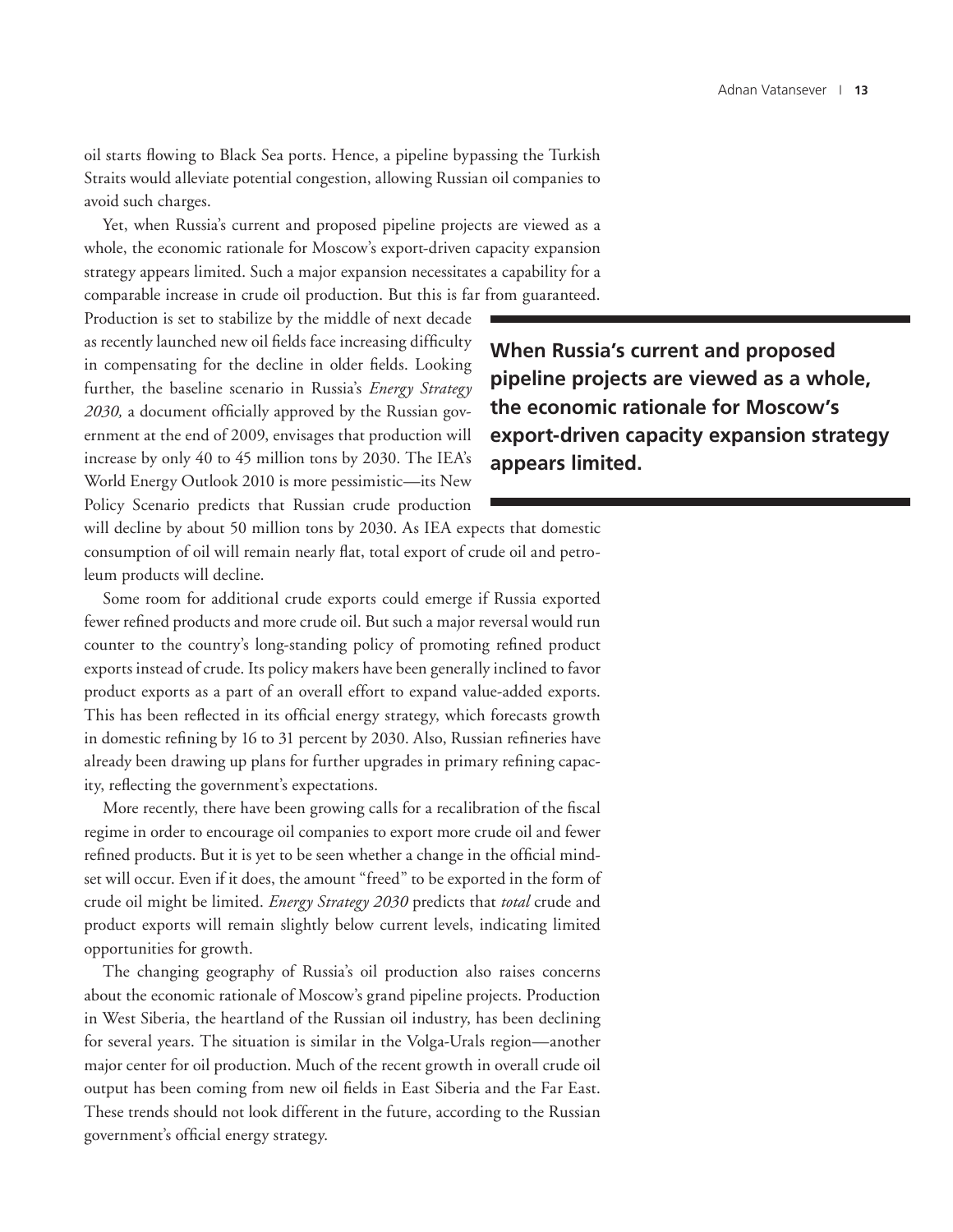oil starts flowing to Black Sea ports. Hence, a pipeline bypassing the Turkish Straits would alleviate potential congestion, allowing Russian oil companies to avoid such charges.

Yet, when Russia's current and proposed pipeline projects are viewed as a whole, the economic rationale for Moscow's export-driven capacity expansion strategy appears limited. Such a major expansion necessitates a capability for a comparable increase in crude oil production. But this is far from guaranteed. Production is set to stabilize by the middle of next decade as recently launched new oil fields face increasing difficulty in compensating for the decline in older fields. Looking further, the baseline scenario in Russia's *Energy Strategy 2030,* a document officially approved by the Russian government at the end of 2009, envisages that production will increase by only 40 to 45 million tons by 2030. The IEA's World Energy Outlook 2010 is more pessimistic—its New Policy Scenario predicts that Russian crude production will decline by about 50 million tons by 2030. As IEA expects that domestic consumption of oil will remain nearly flat, total export of crude oil and petroleum products will decline.

**When Russia's current and proposed pipeline projects are viewed as a whole, the economic rationale for Moscow's export-driven capacity expansion strategy appears limited.**

Some room for additional crude exports could emerge if Russia exported fewer refined products and more crude oil. But such a major reversal would run counter to the country's long-standing policy of promoting refined product exports instead of crude. Its policy makers have been generally inclined to favor product exports as a part of an overall effort to expand value-added exports. This has been reflected in its official energy strategy, which forecasts growth in domestic refining by 16 to 31 percent by 2030. Also, Russian refineries have already been drawing up plans for further upgrades in primary refining capacity, reflecting the government's expectations.

More recently, there have been growing calls for a recalibration of the fiscal regime in order to encourage oil companies to export more crude oil and fewer refined products. But it is yet to be seen whether a change in the official mindset will occur. Even if it does, the amount "freed" to be exported in the form of crude oil might be limited. *Energy Strategy 2030* predicts that *total* crude and product exports will remain slightly below current levels, indicating limited opportunities for growth.

The changing geography of Russia's oil production also raises concerns about the economic rationale of Moscow's grand pipeline projects. Production in West Siberia, the heartland of the Russian oil industry, has been declining for several years. The situation is similar in the Volga-Urals region—another major center for oil production. Much of the recent growth in overall crude oil output has been coming from new oil fields in East Siberia and the Far East. These trends should not look different in the future, according to the Russian government's official energy strategy.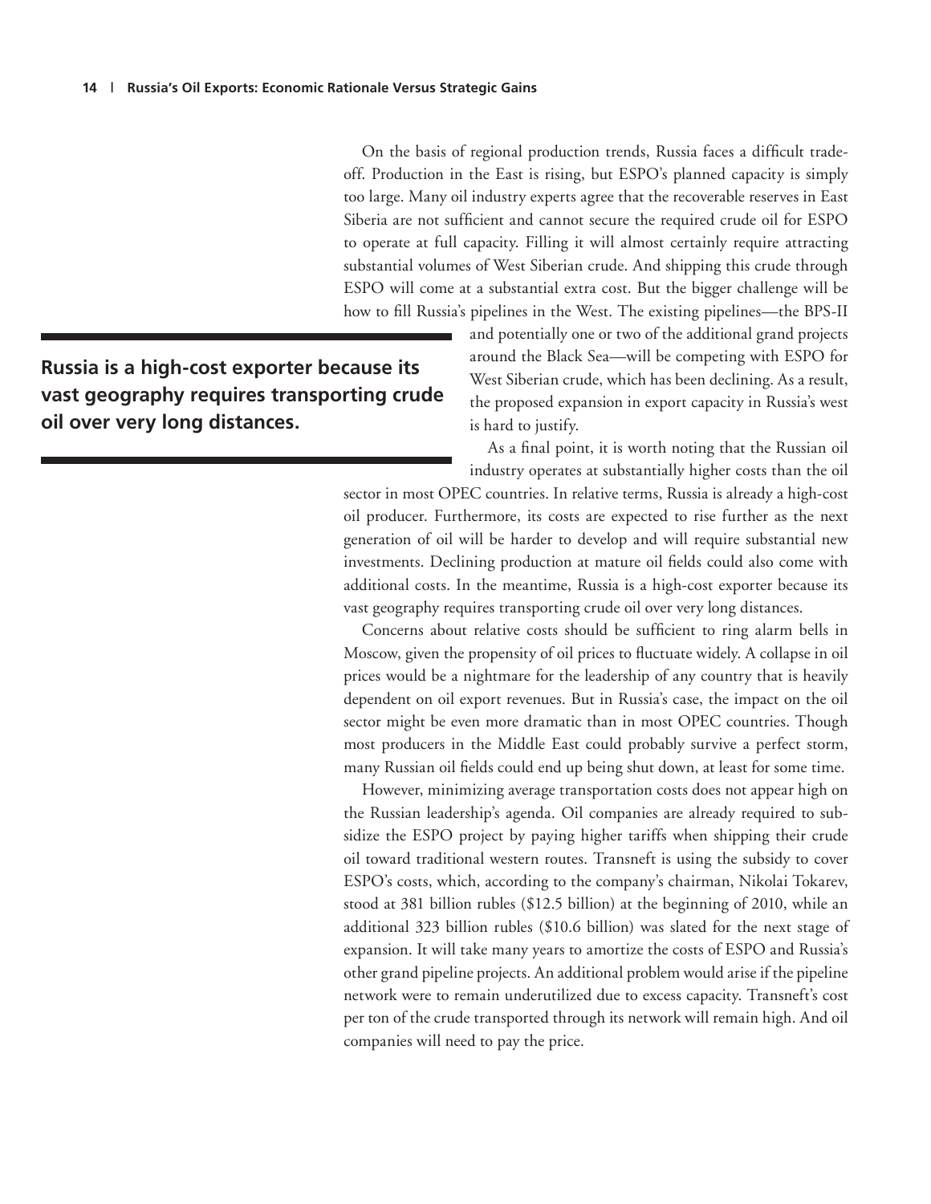On the basis of regional production trends, Russia faces a difficult tradeoff. Production in the East is rising, but ESPO's planned capacity is simply too large. Many oil industry experts agree that the recoverable reserves in East Siberia are not sufficient and cannot secure the required crude oil for ESPO to operate at full capacity. Filling it will almost certainly require attracting substantial volumes of West Siberian crude. And shipping this crude through ESPO will come at a substantial extra cost. But the bigger challenge will be how to fill Russia's pipelines in the West. The existing pipelines—the BPS-II and potentially one or two of the additional grand projects around the Black Sea—will be competing with ESPO for West Siberian crude, which has been declining. As a result, the proposed expansion in export capacity in Russia's west is hard to justify.

**Russia is a high-cost exporter because its vast geography requires transporting crude oil over very long distances.**

As a final point, it is worth noting that the Russian oil industry operates at substantially higher costs than the oil sector in most OPEC countries. In relative terms, Russia is already a high-cost oil producer. Furthermore, its costs are expected to rise further as the next generation of oil will be harder to develop and will require substantial new investments. Declining production at mature oil fields could also come with additional costs. In the meantime, Russia is a high-cost exporter because its vast geography requires transporting crude oil over very long distances.

Concerns about relative costs should be sufficient to ring alarm bells in Moscow, given the propensity of oil prices to fluctuate widely. A collapse in oil prices would be a nightmare for the leadership of any country that is heavily dependent on oil export revenues. But in Russia's case, the impact on the oil sector might be even more dramatic than in most OPEC countries. Though most producers in the Middle East could probably survive a perfect storm, many Russian oil fields could end up being shut down, at least for some time.

However, minimizing average transportation costs does not appear high on the Russian leadership's agenda. Oil companies are already required to subsidize the ESPO project by paying higher tariffs when shipping their crude oil toward traditional western routes. Transneft is using the subsidy to cover ESPO's costs, which, according to the company's chairman, Nikolai Tokarev, stood at 381 billion rubles ($12.5 billion) at the beginning of 2010, while an additional 323 billion rubles ($10.6 billion) was slated for the next stage of expansion. It will take many years to amortize the costs of ESPO and Russia's other grand pipeline projects. An additional problem would arise if the pipeline network were to remain underutilized due to excess capacity. Transneft's cost per ton of the crude transported through its network will remain high. And oil companies will need to pay the price.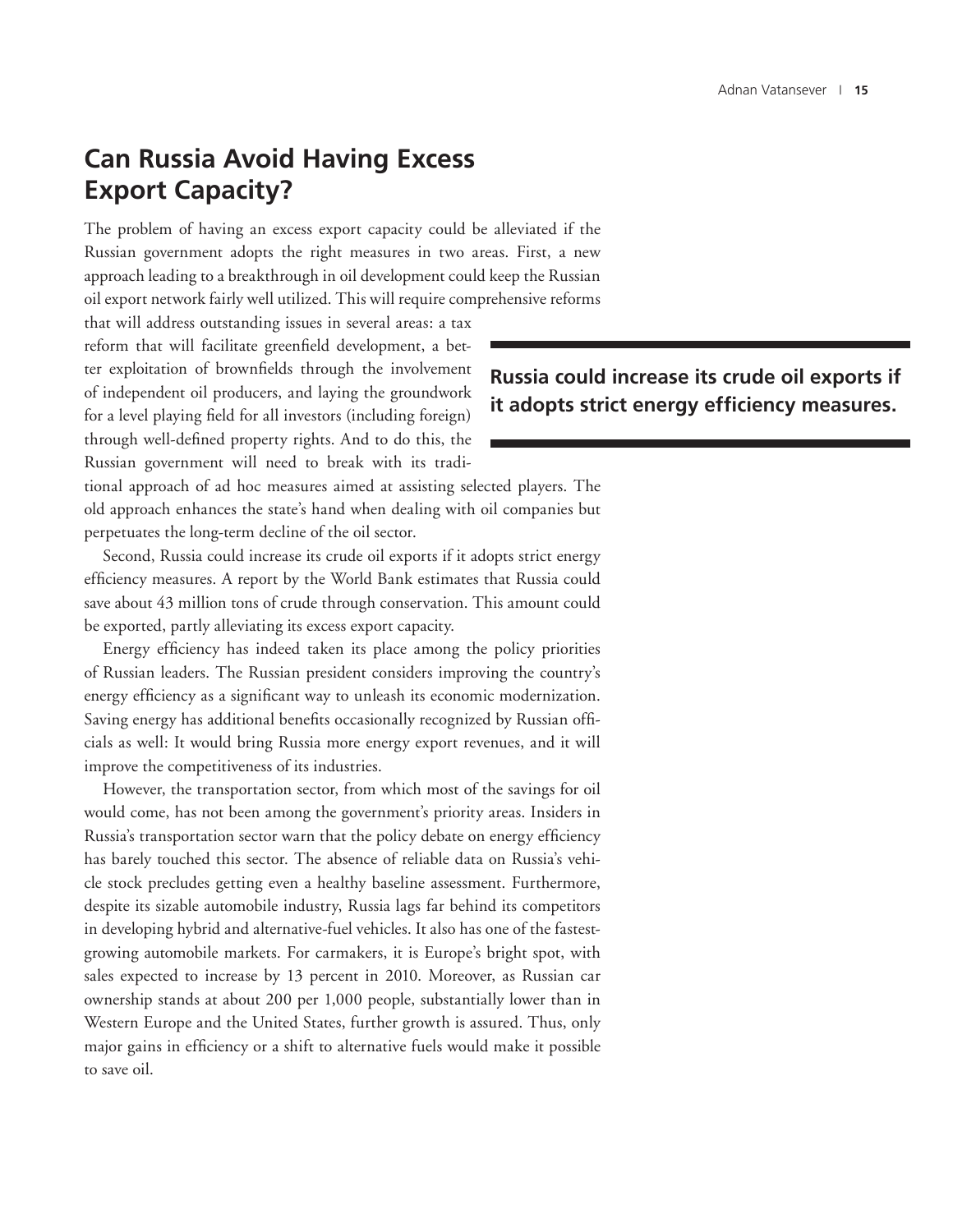## Can Russia Avoid Having Excess Export Capacity?

The problem of having an excess export capacity could be alleviated if the Russian government adopts the right measures in two areas. First, a new approach leading to a breakthrough in oil development could keep the Russian oil export network fairly well utilized. This will require comprehensive reforms that will address outstanding issues in several areas: a tax reform that will facilitate greenfield development, a better exploitation of brownfields through the involvement of independent oil producers, and laying the groundwork for a level playing field for all investors (including foreign) through well-defined property rights. And to do this, the Russian government will need to break with its traditional approach of ad hoc measures aimed at assisting selected players. The old approach enhances the state's hand when dealing with oil companies but perpetuates the long-term decline of the oil sector.

**Russia could increase its crude oil exports if it adopts strict energy efficiency measures.**

Second, Russia could increase its crude oil exports if it adopts strict energy efficiency measures. A report by the World Bank estimates that Russia could save about 43 million tons of crude through conservation. This amount could be exported, partly alleviating its excess export capacity.

Energy efficiency has indeed taken its place among the policy priorities of Russian leaders. The Russian president considers improving the country's energy efficiency as a significant way to unleash its economic modernization. Saving energy has additional benefits occasionally recognized by Russian officials as well: It would bring Russia more energy export revenues, and it will improve the competitiveness of its industries.

However, the transportation sector, from which most of the savings for oil would come, has not been among the government's priority areas. Insiders in Russia's transportation sector warn that the policy debate on energy efficiency has barely touched this sector. The absence of reliable data on Russia's vehicle stock precludes getting even a healthy baseline assessment. Furthermore, despite its sizable automobile industry, Russia lags far behind its competitors in developing hybrid and alternative-fuel vehicles. It also has one of the fastest-growing automobile markets. For carmakers, it is Europe's bright spot, with sales expected to increase by 13 percent in 2010. Moreover, as Russian car ownership stands at about 200 per 1,000 people, substantially lower than in Western Europe and the United States, further growth is assured. Thus, only major gains in efficiency or a shift to alternative fuels would make it possible to save oil.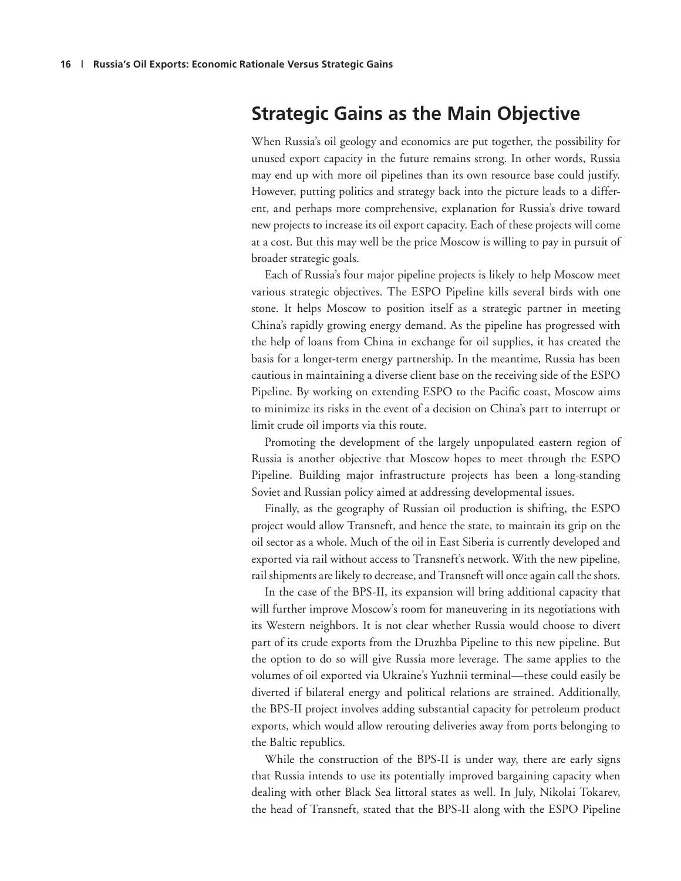## Strategic Gains as the Main Objective

When Russia's oil geology and economics are put together, the possibility for unused export capacity in the future remains strong. In other words, Russia may end up with more oil pipelines than its own resource base could justify. However, putting politics and strategy back into the picture leads to a different, and perhaps more comprehensive, explanation for Russia's drive toward new projects to increase its oil export capacity. Each of these projects will come at a cost. But this may well be the price Moscow is willing to pay in pursuit of broader strategic goals.

Each of Russia's four major pipeline projects is likely to help Moscow meet various strategic objectives. The ESPO Pipeline kills several birds with one stone. It helps Moscow to position itself as a strategic partner in meeting China's rapidly growing energy demand. As the pipeline has progressed with the help of loans from China in exchange for oil supplies, it has created the basis for a longer-term energy partnership. In the meantime, Russia has been cautious in maintaining a diverse client base on the receiving side of the ESPO Pipeline. By working on extending ESPO to the Pacific coast, Moscow aims to minimize its risks in the event of a decision on China's part to interrupt or limit crude oil imports via this route.

Promoting the development of the largely unpopulated eastern region of Russia is another objective that Moscow hopes to meet through the ESPO Pipeline. Building major infrastructure projects has been a long-standing Soviet and Russian policy aimed at addressing developmental issues.

Finally, as the geography of Russian oil production is shifting, the ESPO project would allow Transneft, and hence the state, to maintain its grip on the oil sector as a whole. Much of the oil in East Siberia is currently developed and exported via rail without access to Transneft's network. With the new pipeline, rail shipments are likely to decrease, and Transneft will once again call the shots.

In the case of the BPS-II, its expansion will bring additional capacity that will further improve Moscow's room for maneuvering in its negotiations with its Western neighbors. It is not clear whether Russia would choose to divert part of its crude exports from the Druzhba Pipeline to this new pipeline. But the option to do so will give Russia more leverage. The same applies to the volumes of oil exported via Ukraine's Yuzhnii terminal—these could easily be diverted if bilateral energy and political relations are strained. Additionally, the BPS-II project involves adding substantial capacity for petroleum product exports, which would allow rerouting deliveries away from ports belonging to the Baltic republics.

While the construction of the BPS-II is under way, there are early signs that Russia intends to use its potentially improved bargaining capacity when dealing with other Black Sea littoral states as well. In July, Nikolai Tokarev, the head of Transneft, stated that the BPS-II along with the ESPO Pipeline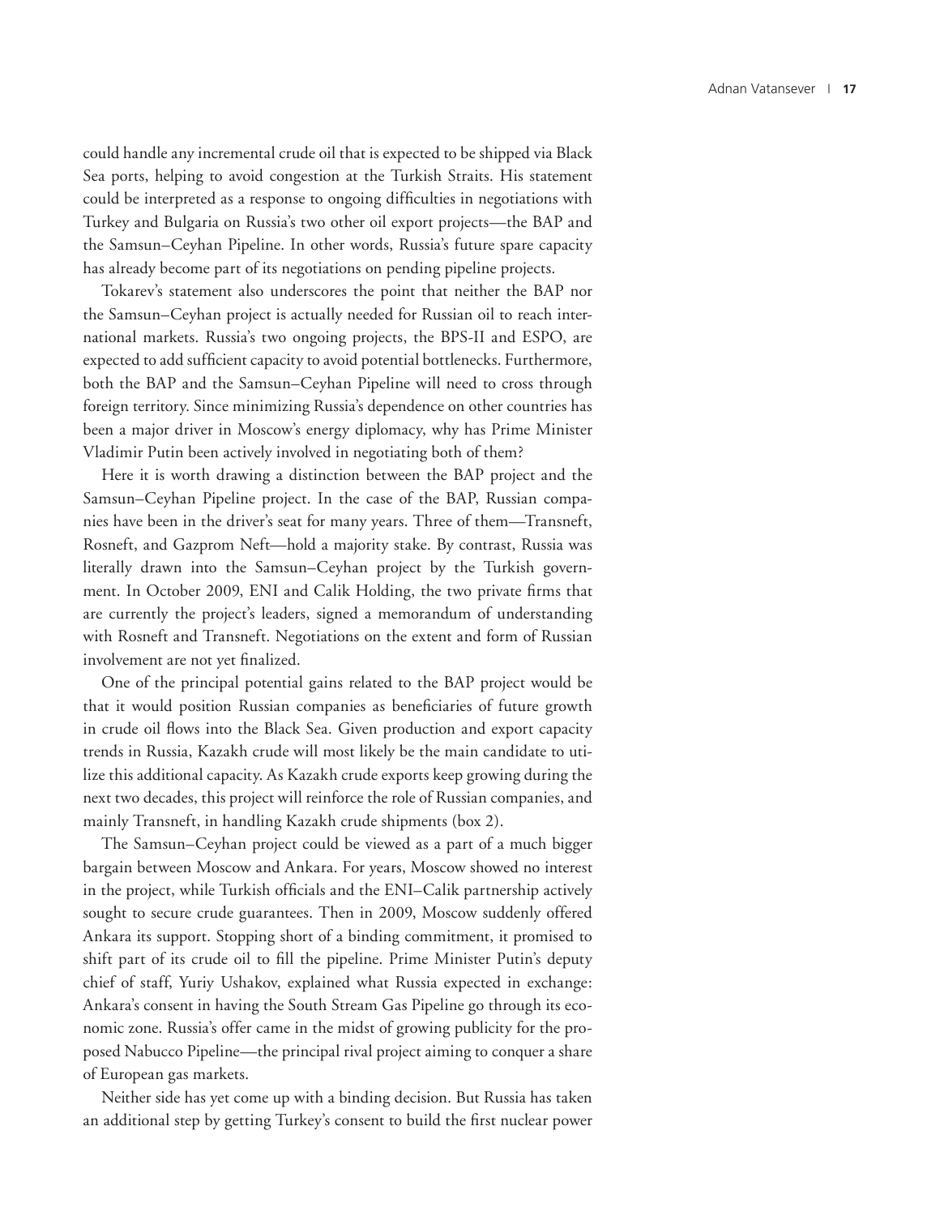could handle any incremental crude oil that is expected to be shipped via Black Sea ports, helping to avoid congestion at the Turkish Straits. His statement could be interpreted as a response to ongoing difficulties in negotiations with Turkey and Bulgaria on Russia's two other oil export projects—the BAP and the Samsun–Ceyhan Pipeline. In other words, Russia's future spare capacity has already become part of its negotiations on pending pipeline projects.

Tokarev's statement also underscores the point that neither the BAP nor the Samsun–Ceyhan project is actually needed for Russian oil to reach international markets. Russia's two ongoing projects, the BPS-II and ESPO, are expected to add sufficient capacity to avoid potential bottlenecks. Furthermore, both the BAP and the Samsun–Ceyhan Pipeline will need to cross through foreign territory. Since minimizing Russia's dependence on other countries has been a major driver in Moscow's energy diplomacy, why has Prime Minister Vladimir Putin been actively involved in negotiating both of them?

Here it is worth drawing a distinction between the BAP project and the Samsun–Ceyhan Pipeline project. In the case of the BAP, Russian companies have been in the driver's seat for many years. Three of them—Transneft, Rosneft, and Gazprom Neft—hold a majority stake. By contrast, Russia was literally drawn into the Samsun–Ceyhan project by the Turkish government. In October 2009, ENI and Calik Holding, the two private firms that are currently the project's leaders, signed a memorandum of understanding with Rosneft and Transneft. Negotiations on the extent and form of Russian involvement are not yet finalized.

One of the principal potential gains related to the BAP project would be that it would position Russian companies as beneficiaries of future growth in crude oil flows into the Black Sea. Given production and export capacity trends in Russia, Kazakh crude will most likely be the main candidate to utilize this additional capacity. As Kazakh crude exports keep growing during the next two decades, this project will reinforce the role of Russian companies, and mainly Transneft, in handling Kazakh crude shipments (box 2).

The Samsun–Ceyhan project could be viewed as a part of a much bigger bargain between Moscow and Ankara. For years, Moscow showed no interest in the project, while Turkish officials and the ENI–Calik partnership actively sought to secure crude guarantees. Then in 2009, Moscow suddenly offered Ankara its support. Stopping short of a binding commitment, it promised to shift part of its crude oil to fill the pipeline. Prime Minister Putin's deputy chief of staff, Yuriy Ushakov, explained what Russia expected in exchange: Ankara's consent in having the South Stream Gas Pipeline go through its economic zone. Russia's offer came in the midst of growing publicity for the proposed Nabucco Pipeline—the principal rival project aiming to conquer a share of European gas markets.

Neither side has yet come up with a binding decision. But Russia has taken an additional step by getting Turkey's consent to build the first nuclear power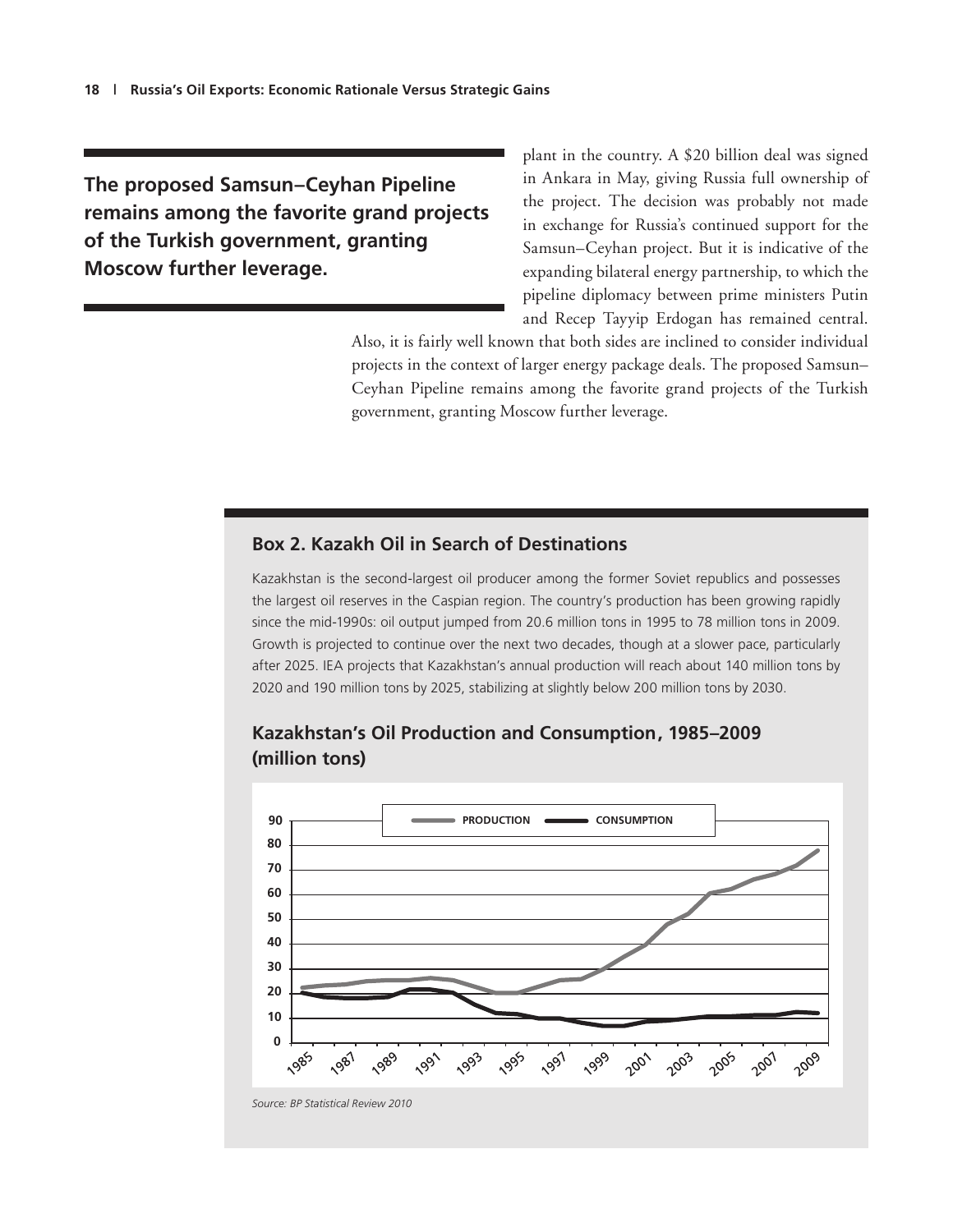**The proposed Samsun–Ceyhan Pipeline remains among the favorite grand projects of the Turkish government, granting Moscow further leverage.**

plant in the country. A $20 billion deal was signed in Ankara in May, giving Russia full ownership of the project. The decision was probably not made in exchange for Russia's continued support for the Samsun–Ceyhan project. But it is indicative of the expanding bilateral energy partnership, to which the pipeline diplomacy between prime ministers Putin and Recep Tayyip Erdogan has remained central. Also, it is fairly well known that both sides are inclined to consider individual projects in the context of larger energy package deals. The proposed Samsun–Ceyhan Pipeline remains among the favorite grand projects of the Turkish government, granting Moscow further leverage.

## Box 2. Kazakh Oil in Search of Destinations

Kazakhstan is the second-largest oil producer among the former Soviet republics and possesses the largest oil reserves in the Caspian region. The country's production has been growing rapidly since the mid-1990s: oil output jumped from 20.6 million tons in 1995 to 78 million tons in 2009. Growth is projected to continue over the next two decades, though at a slower pace, particularly after 2025. IEA projects that Kazakhstan's annual production will reach about 140 million tons by 2020 and 190 million tons by 2025, stabilizing at slightly below 200 million tons by 2030.

### Kazakhstan's Oil Production and Consumption, 1985–2009 (million tons)

*Source: BP Statistical Review 2010*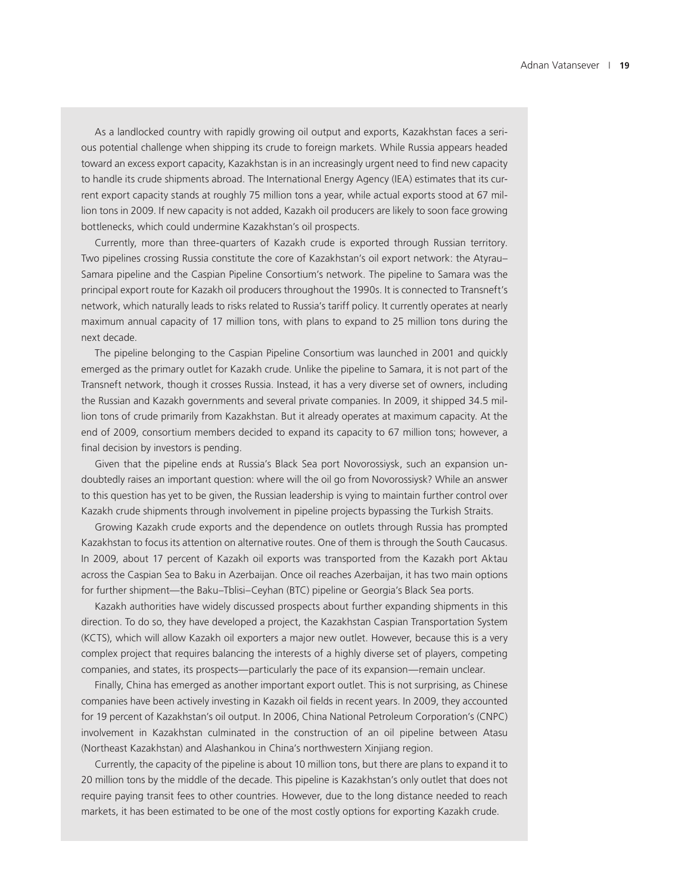As a landlocked country with rapidly growing oil output and exports, Kazakhstan faces a serious potential challenge when shipping its crude to foreign markets. While Russia appears headed toward an excess export capacity, Kazakhstan is in an increasingly urgent need to find new capacity to handle its crude shipments abroad. The International Energy Agency (IEA) estimates that its current export capacity stands at roughly 75 million tons a year, while actual exports stood at 67 million tons in 2009. If new capacity is not added, Kazakh oil producers are likely to soon face growing bottlenecks, which could undermine Kazakhstan's oil prospects.

Currently, more than three-quarters of Kazakh crude is exported through Russian territory. Two pipelines crossing Russia constitute the core of Kazakhstan's oil export network: the Atyrau–Samara pipeline and the Caspian Pipeline Consortium's network. The pipeline to Samara was the principal export route for Kazakh oil producers throughout the 1990s. It is connected to Transneft's network, which naturally leads to risks related to Russia's tariff policy. It currently operates at nearly maximum annual capacity of 17 million tons, with plans to expand to 25 million tons during the next decade.

The pipeline belonging to the Caspian Pipeline Consortium was launched in 2001 and quickly emerged as the primary outlet for Kazakh crude. Unlike the pipeline to Samara, it is not part of the Transneft network, though it crosses Russia. Instead, it has a very diverse set of owners, including the Russian and Kazakh governments and several private companies. In 2009, it shipped 34.5 million tons of crude primarily from Kazakhstan. But it already operates at maximum capacity. At the end of 2009, consortium members decided to expand its capacity to 67 million tons; however, a final decision by investors is pending.

Given that the pipeline ends at Russia's Black Sea port Novorossiysk, such an expansion undoubtedly raises an important question: where will the oil go from Novorossiysk? While an answer to this question has yet to be given, the Russian leadership is vying to maintain further control over Kazakh crude shipments through involvement in pipeline projects bypassing the Turkish Straits.

Growing Kazakh crude exports and the dependence on outlets through Russia has prompted Kazakhstan to focus its attention on alternative routes. One of them is through the South Caucasus. In 2009, about 17 percent of Kazakh oil exports was transported from the Kazakh port Aktau across the Caspian Sea to Baku in Azerbaijan. Once oil reaches Azerbaijan, it has two main options for further shipment—the Baku–Tblisi–Ceyhan (BTC) pipeline or Georgia's Black Sea ports.

Kazakh authorities have widely discussed prospects about further expanding shipments in this direction. To do so, they have developed a project, the Kazakhstan Caspian Transportation System (KCTS), which will allow Kazakh oil exporters a major new outlet. However, because this is a very complex project that requires balancing the interests of a highly diverse set of players, competing companies, and states, its prospects—particularly the pace of its expansion—remain unclear.

Finally, China has emerged as another important export outlet. This is not surprising, as Chinese companies have been actively investing in Kazakh oil fields in recent years. In 2009, they accounted for 19 percent of Kazakhstan's oil output. In 2006, China National Petroleum Corporation's (CNPC) involvement in Kazakhstan culminated in the construction of an oil pipeline between Atasu (Northeast Kazakhstan) and Alashankou in China's northwestern Xinjiang region.

Currently, the capacity of the pipeline is about 10 million tons, but there are plans to expand it to 20 million tons by the middle of the decade. This pipeline is Kazakhstan's only outlet that does not require paying transit fees to other countries. However, due to the long distance needed to reach markets, it has been estimated to be one of the most costly options for exporting Kazakh crude.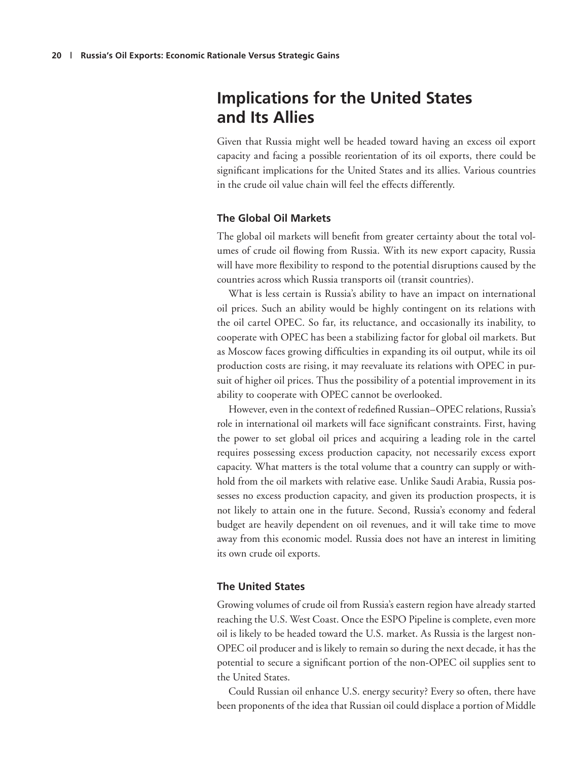## Implications for the United States and Its Allies

Given that Russia might well be headed toward having an excess oil export capacity and facing a possible reorientation of its oil exports, there could be significant implications for the United States and its allies. Various countries in the crude oil value chain will feel the effects differently.

### The Global Oil Markets

The global oil markets will benefit from greater certainty about the total volumes of crude oil flowing from Russia. With its new export capacity, Russia will have more flexibility to respond to the potential disruptions caused by the countries across which Russia transports oil (transit countries).

What is less certain is Russia's ability to have an impact on international oil prices. Such an ability would be highly contingent on its relations with the oil cartel OPEC. So far, its reluctance, and occasionally its inability, to cooperate with OPEC has been a stabilizing factor for global oil markets. But as Moscow faces growing difficulties in expanding its oil output, while its oil production costs are rising, it may reevaluate its relations with OPEC in pursuit of higher oil prices. Thus the possibility of a potential improvement in its ability to cooperate with OPEC cannot be overlooked.

However, even in the context of redefined Russian–OPEC relations, Russia's role in international oil markets will face significant constraints. First, having the power to set global oil prices and acquiring a leading role in the cartel requires possessing excess production capacity, not necessarily excess export capacity. What matters is the total volume that a country can supply or withhold from the oil markets with relative ease. Unlike Saudi Arabia, Russia possesses no excess production capacity, and given its production prospects, it is not likely to attain one in the future. Second, Russia's economy and federal budget are heavily dependent on oil revenues, and it will take time to move away from this economic model. Russia does not have an interest in limiting its own crude oil exports.

### The United States

Growing volumes of crude oil from Russia's eastern region have already started reaching the U.S. West Coast. Once the ESPO Pipeline is complete, even more oil is likely to be headed toward the U.S. market. As Russia is the largest non-OPEC oil producer and is likely to remain so during the next decade, it has the potential to secure a significant portion of the non-OPEC oil supplies sent to the United States.

Could Russian oil enhance U.S. energy security? Every so often, there have been proponents of the idea that Russian oil could displace a portion of Middle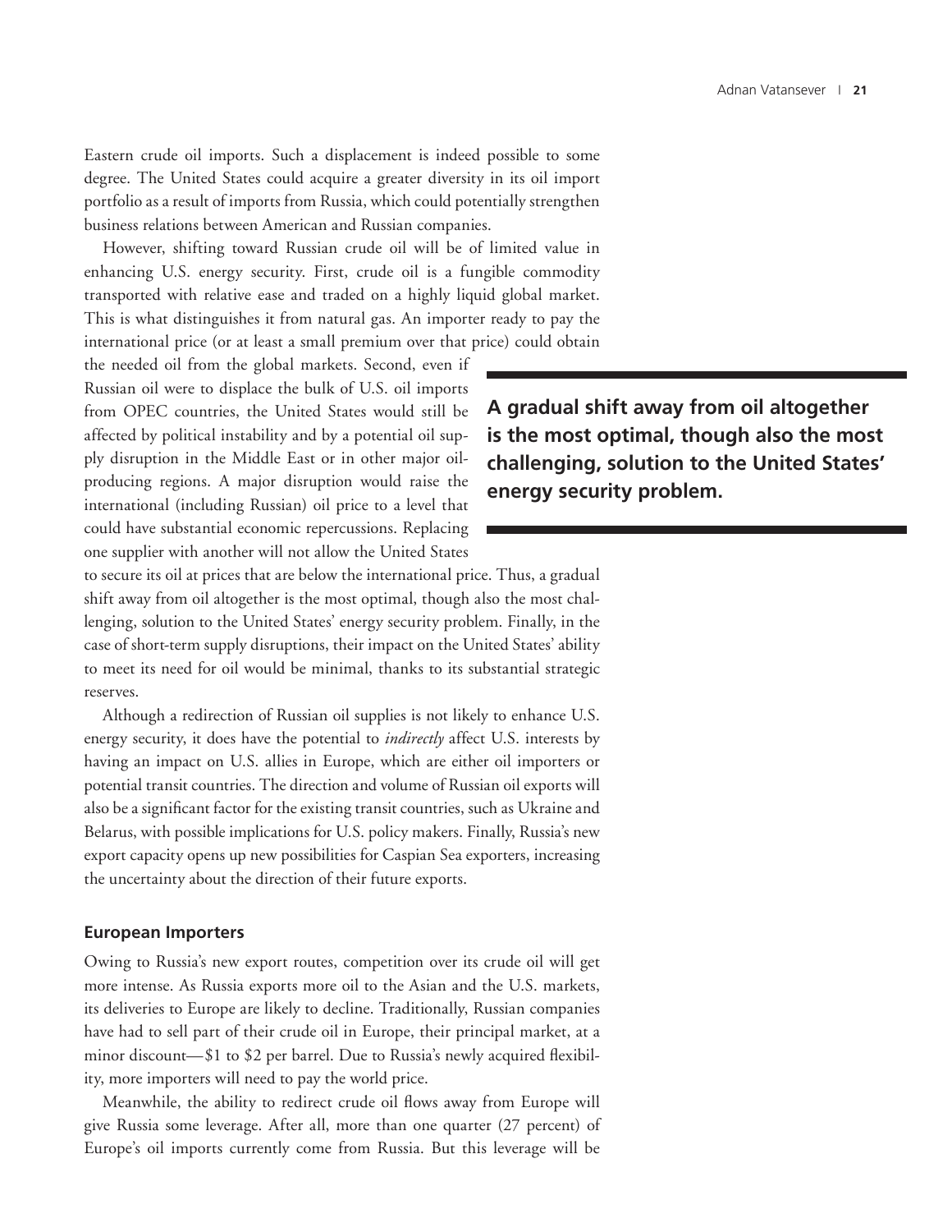Eastern crude oil imports. Such a displacement is indeed possible to some degree. The United States could acquire a greater diversity in its oil import portfolio as a result of imports from Russia, which could potentially strengthen business relations between American and Russian companies.

However, shifting toward Russian crude oil will be of limited value in enhancing U.S. energy security. First, crude oil is a fungible commodity transported with relative ease and traded on a highly liquid global market. This is what distinguishes it from natural gas. An importer ready to pay the international price (or at least a small premium over that price) could obtain the needed oil from the global markets. Second, even if Russian oil were to displace the bulk of U.S. oil imports from OPEC countries, the United States would still be affected by political instability and by a potential oil supply disruption in the Middle East or in other major oil-producing regions. A major disruption would raise the international (including Russian) oil price to a level that could have substantial economic repercussions. Replacing one supplier with another will not allow the United States to secure its oil at prices that are below the international price. Thus, a gradual shift away from oil altogether is the most optimal, though also the most challenging, solution to the United States' energy security problem. Finally, in the case of short-term supply disruptions, their impact on the United States' ability to meet its need for oil would be minimal, thanks to its substantial strategic reserves.

**A gradual shift away from oil altogether is the most optimal, though also the most challenging, solution to the United States' energy security problem.**

Although a redirection of Russian oil supplies is not likely to enhance U.S. energy security, it does have the potential to *indirectly* affect U.S. interests by having an impact on U.S. allies in Europe, which are either oil importers or potential transit countries. The direction and volume of Russian oil exports will also be a significant factor for the existing transit countries, such as Ukraine and Belarus, with possible implications for U.S. policy makers. Finally, Russia's new export capacity opens up new possibilities for Caspian Sea exporters, increasing the uncertainty about the direction of their future exports.

### European Importers

Owing to Russia's new export routes, competition over its crude oil will get more intense. As Russia exports more oil to the Asian and the U.S. markets, its deliveries to Europe are likely to decline. Traditionally, Russian companies have had to sell part of their crude oil in Europe, their principal market, at a minor discount—$1 to $2 per barrel. Due to Russia's newly acquired flexibility, more importers will need to pay the world price.

Meanwhile, the ability to redirect crude oil flows away from Europe will give Russia some leverage. After all, more than one quarter (27 percent) of Europe's oil imports currently come from Russia. But this leverage will be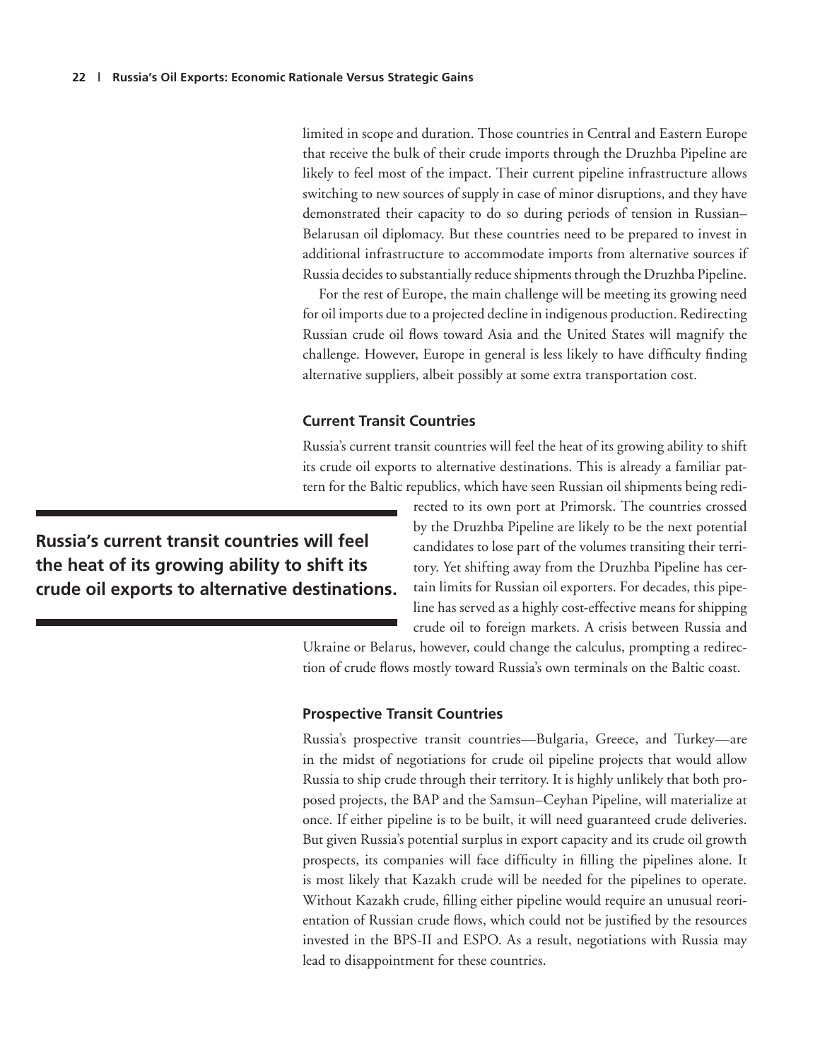limited in scope and duration. Those countries in Central and Eastern Europe that receive the bulk of their crude imports through the Druzhba Pipeline are likely to feel most of the impact. Their current pipeline infrastructure allows switching to new sources of supply in case of minor disruptions, and they have demonstrated their capacity to do so during periods of tension in Russian–Belarusan oil diplomacy. But these countries need to be prepared to invest in additional infrastructure to accommodate imports from alternative sources if Russia decides to substantially reduce shipments through the Druzhba Pipeline.

For the rest of Europe, the main challenge will be meeting its growing need for oil imports due to a projected decline in indigenous production. Redirecting Russian crude oil flows toward Asia and the United States will magnify the challenge. However, Europe in general is less likely to have difficulty finding alternative suppliers, albeit possibly at some extra transportation cost.

### Current Transit Countries

Russia's current transit countries will feel the heat of its growing ability to shift its crude oil exports to alternative destinations. This is already a familiar pattern for the Baltic republics, which have seen Russian oil shipments being redirected to its own port at Primorsk. The countries crossed by the Druzhba Pipeline are likely to be the next potential candidates to lose part of the volumes transiting their territory. Yet shifting away from the Druzhba Pipeline has certain limits for Russian oil exporters. For decades, this pipeline has served as a highly cost-effective means for shipping crude oil to foreign markets. A crisis between Russia and Ukraine or Belarus, however, could change the calculus, prompting a redirection of crude flows mostly toward Russia's own terminals on the Baltic coast.

**Russia's current transit countries will feel the heat of its growing ability to shift its crude oil exports to alternative destinations.**

### Prospective Transit Countries

Russia's prospective transit countries—Bulgaria, Greece, and Turkey—are in the midst of negotiations for crude oil pipeline projects that would allow Russia to ship crude through their territory. It is highly unlikely that both proposed projects, the BAP and the Samsun–Ceyhan Pipeline, will materialize at once. If either pipeline is to be built, it will need guaranteed crude deliveries. But given Russia's potential surplus in export capacity and its crude oil growth prospects, its companies will face difficulty in filling the pipelines alone. It is most likely that Kazakh crude will be needed for the pipelines to operate. Without Kazakh crude, filling either pipeline would require an unusual reorientation of Russian crude flows, which could not be justified by the resources invested in the BPS-II and ESPO. As a result, negotiations with Russia may lead to disappointment for these countries.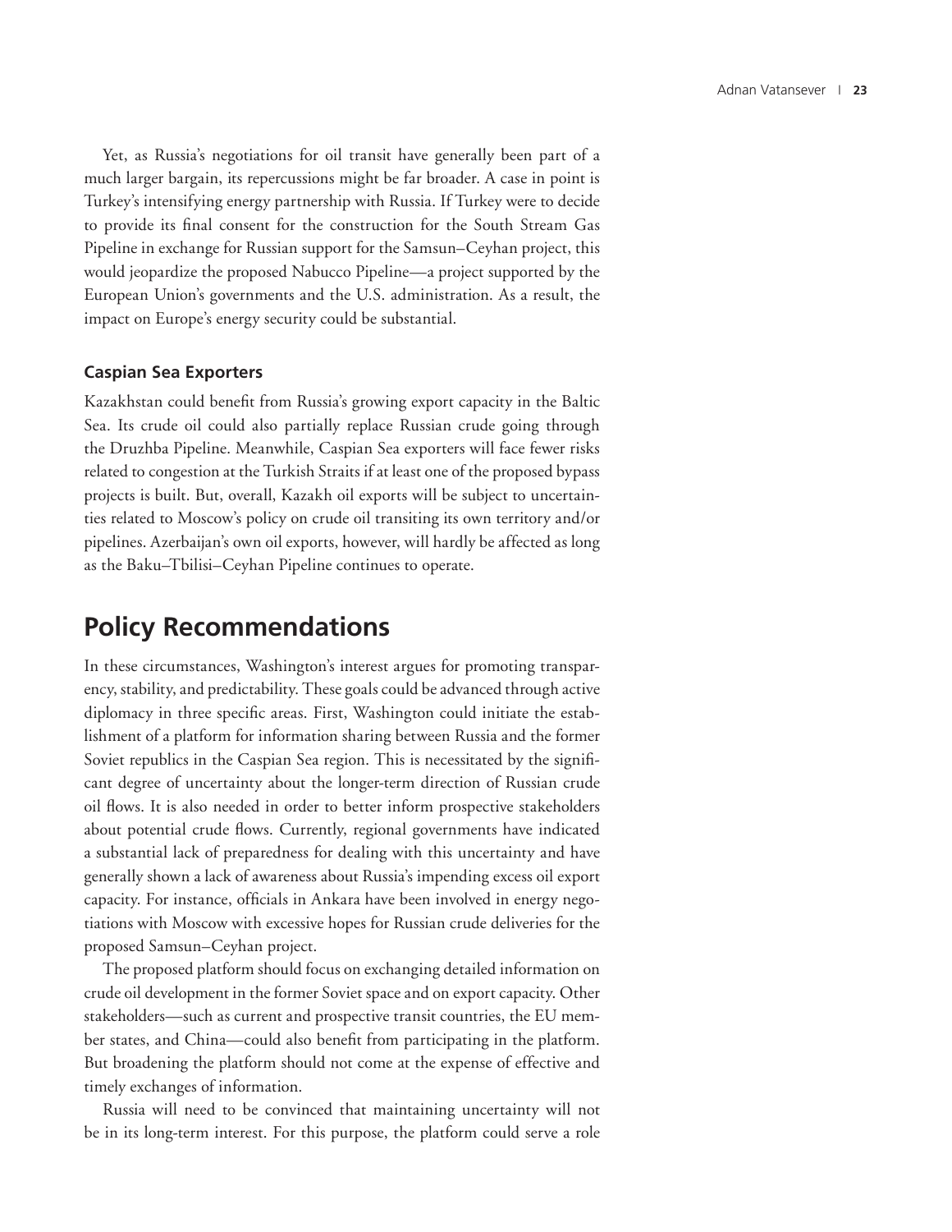Yet, as Russia's negotiations for oil transit have generally been part of a much larger bargain, its repercussions might be far broader. A case in point is Turkey's intensifying energy partnership with Russia. If Turkey were to decide to provide its final consent for the construction for the South Stream Gas Pipeline in exchange for Russian support for the Samsun–Ceyhan project, this would jeopardize the proposed Nabucco Pipeline—a project supported by the European Union's governments and the U.S. administration. As a result, the impact on Europe's energy security could be substantial.

### Caspian Sea Exporters

Kazakhstan could benefit from Russia's growing export capacity in the Baltic Sea. Its crude oil could also partially replace Russian crude going through the Druzhba Pipeline. Meanwhile, Caspian Sea exporters will face fewer risks related to congestion at the Turkish Straits if at least one of the proposed bypass projects is built. But, overall, Kazakh oil exports will be subject to uncertainties related to Moscow's policy on crude oil transiting its own territory and/or pipelines. Azerbaijan's own oil exports, however, will hardly be affected as long as the Baku–Tbilisi–Ceyhan Pipeline continues to operate.

## Policy Recommendations

In these circumstances, Washington's interest argues for promoting transparency, stability, and predictability. These goals could be advanced through active diplomacy in three specific areas. First, Washington could initiate the establishment of a platform for information sharing between Russia and the former Soviet republics in the Caspian Sea region. This is necessitated by the significant degree of uncertainty about the longer-term direction of Russian crude oil flows. It is also needed in order to better inform prospective stakeholders about potential crude flows. Currently, regional governments have indicated a substantial lack of preparedness for dealing with this uncertainty and have generally shown a lack of awareness about Russia's impending excess oil export capacity. For instance, officials in Ankara have been involved in energy negotiations with Moscow with excessive hopes for Russian crude deliveries for the proposed Samsun–Ceyhan project.

The proposed platform should focus on exchanging detailed information on crude oil development in the former Soviet space and on export capacity. Other stakeholders—such as current and prospective transit countries, the EU member states, and China—could also benefit from participating in the platform. But broadening the platform should not come at the expense of effective and timely exchanges of information.

Russia will need to be convinced that maintaining uncertainty will not be in its long-term interest. For this purpose, the platform could serve a role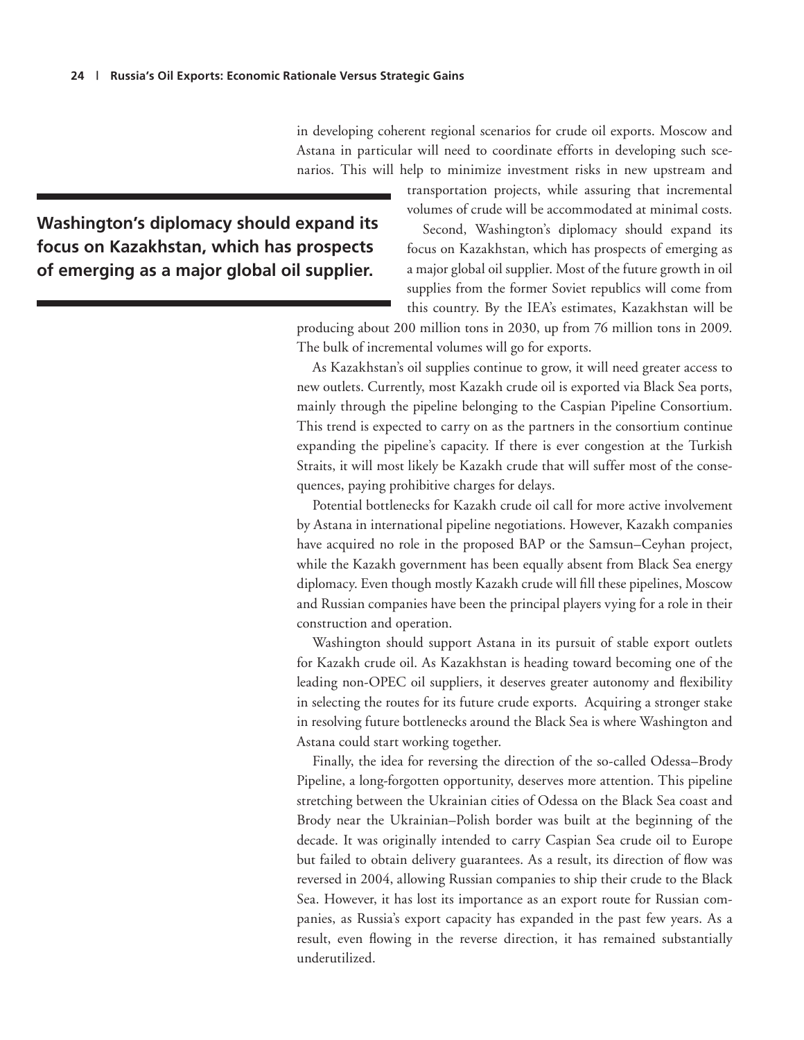in developing coherent regional scenarios for crude oil exports. Moscow and Astana in particular will need to coordinate efforts in developing such scenarios. This will help to minimize investment risks in new upstream and transportation projects, while assuring that incremental volumes of crude will be accommodated at minimal costs.

**Washington's diplomacy should expand its focus on Kazakhstan, which has prospects of emerging as a major global oil supplier.**

Second, Washington's diplomacy should expand its focus on Kazakhstan, which has prospects of emerging as a major global oil supplier. Most of the future growth in oil supplies from the former Soviet republics will come from this country. By the IEA's estimates, Kazakhstan will be producing about 200 million tons in 2030, up from 76 million tons in 2009. The bulk of incremental volumes will go for exports.

As Kazakhstan's oil supplies continue to grow, it will need greater access to new outlets. Currently, most Kazakh crude oil is exported via Black Sea ports, mainly through the pipeline belonging to the Caspian Pipeline Consortium. This trend is expected to carry on as the partners in the consortium continue expanding the pipeline's capacity. If there is ever congestion at the Turkish Straits, it will most likely be Kazakh crude that will suffer most of the consequences, paying prohibitive charges for delays.

Potential bottlenecks for Kazakh crude oil call for more active involvement by Astana in international pipeline negotiations. However, Kazakh companies have acquired no role in the proposed BAP or the Samsun–Ceyhan project, while the Kazakh government has been equally absent from Black Sea energy diplomacy. Even though mostly Kazakh crude will fill these pipelines, Moscow and Russian companies have been the principal players vying for a role in their construction and operation.

Washington should support Astana in its pursuit of stable export outlets for Kazakh crude oil. As Kazakhstan is heading toward becoming one of the leading non-OPEC oil suppliers, it deserves greater autonomy and flexibility in selecting the routes for its future crude exports. Acquiring a stronger stake in resolving future bottlenecks around the Black Sea is where Washington and Astana could start working together.

Finally, the idea for reversing the direction of the so-called Odessa–Brody Pipeline, a long-forgotten opportunity, deserves more attention. This pipeline stretching between the Ukrainian cities of Odessa on the Black Sea coast and Brody near the Ukrainian–Polish border was built at the beginning of the decade. It was originally intended to carry Caspian Sea crude oil to Europe but failed to obtain delivery guarantees. As a result, its direction of flow was reversed in 2004, allowing Russian companies to ship their crude to the Black Sea. However, it has lost its importance as an export route for Russian companies, as Russia's export capacity has expanded in the past few years. As a result, even flowing in the reverse direction, it has remained substantially underutilized.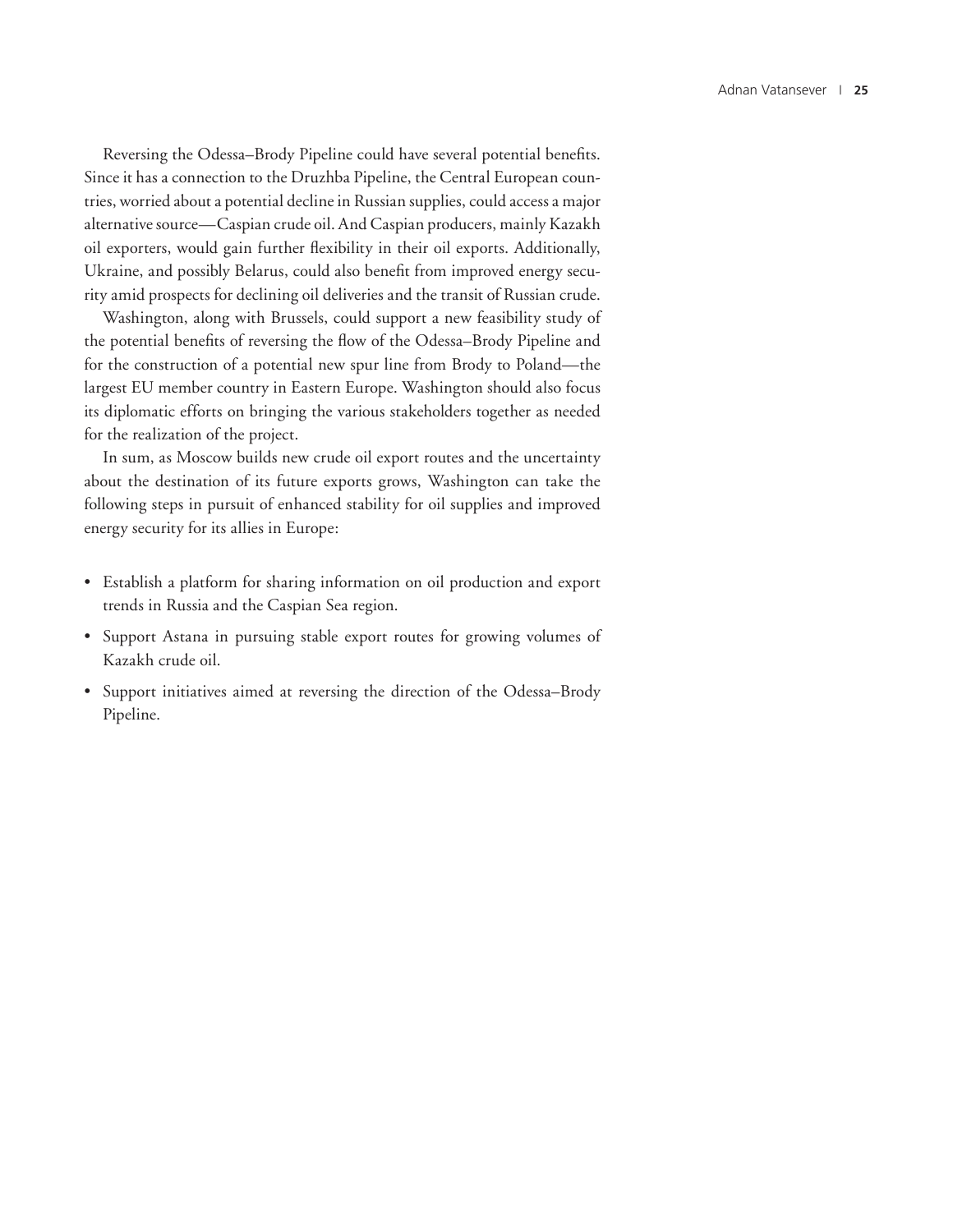Reversing the Odessa–Brody Pipeline could have several potential benefits. Since it has a connection to the Druzhba Pipeline, the Central European countries, worried about a potential decline in Russian supplies, could access a major alternative source—Caspian crude oil. And Caspian producers, mainly Kazakh oil exporters, would gain further flexibility in their oil exports. Additionally, Ukraine, and possibly Belarus, could also benefit from improved energy security amid prospects for declining oil deliveries and the transit of Russian crude.

Washington, along with Brussels, could support a new feasibility study of the potential benefits of reversing the flow of the Odessa–Brody Pipeline and for the construction of a potential new spur line from Brody to Poland—the largest EU member country in Eastern Europe. Washington should also focus its diplomatic efforts on bringing the various stakeholders together as needed for the realization of the project.

In sum, as Moscow builds new crude oil export routes and the uncertainty about the destination of its future exports grows, Washington can take the following steps in pursuit of enhanced stability for oil supplies and improved energy security for its allies in Europe:

- Establish a platform for sharing information on oil production and export trends in Russia and the Caspian Sea region.
- Support Astana in pursuing stable export routes for growing volumes of Kazakh crude oil.
- Support initiatives aimed at reversing the direction of the Odessa–Brody Pipeline.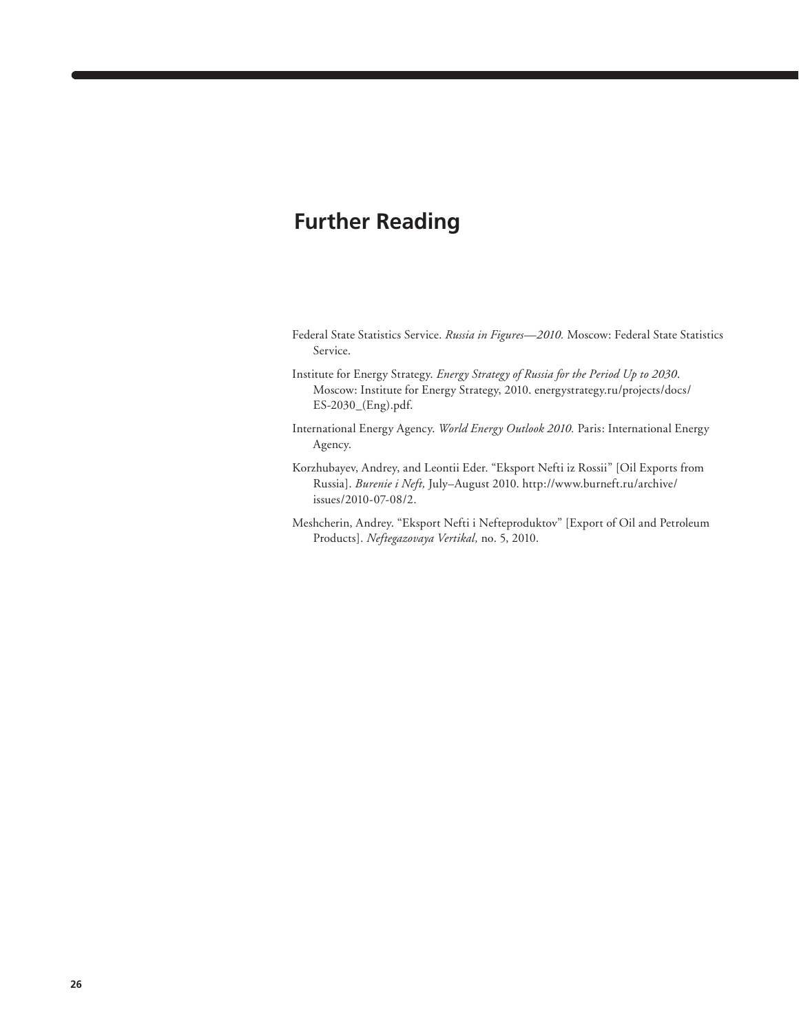# Further Reading

Federal State Statistics Service. *Russia in Figures—2010.* Moscow: Federal State Statistics Service.

Institute for Energy Strategy. *Energy Strategy of Russia for the Period Up to 2030*. Moscow: Institute for Energy Strategy, 2010. energystrategy.ru/projects/docs/ES-2030_(Eng).pdf.

International Energy Agency. *World Energy Outlook 2010.* Paris: International Energy Agency.

Korzhubayev, Andrey, and Leontii Eder. "Eksport Nefti iz Rossii" [Oil Exports from Russia]. *Burenie i Neft,* July–August 2010. http://www.burneft.ru/archive/issues/2010-07-08/2.

Meshcherin, Andrey. "Eksport Nefti i Nefteproduktov" [Export of Oil and Petroleum Products]. *Neftegazovaya Vertikal,* no. 5, 2010.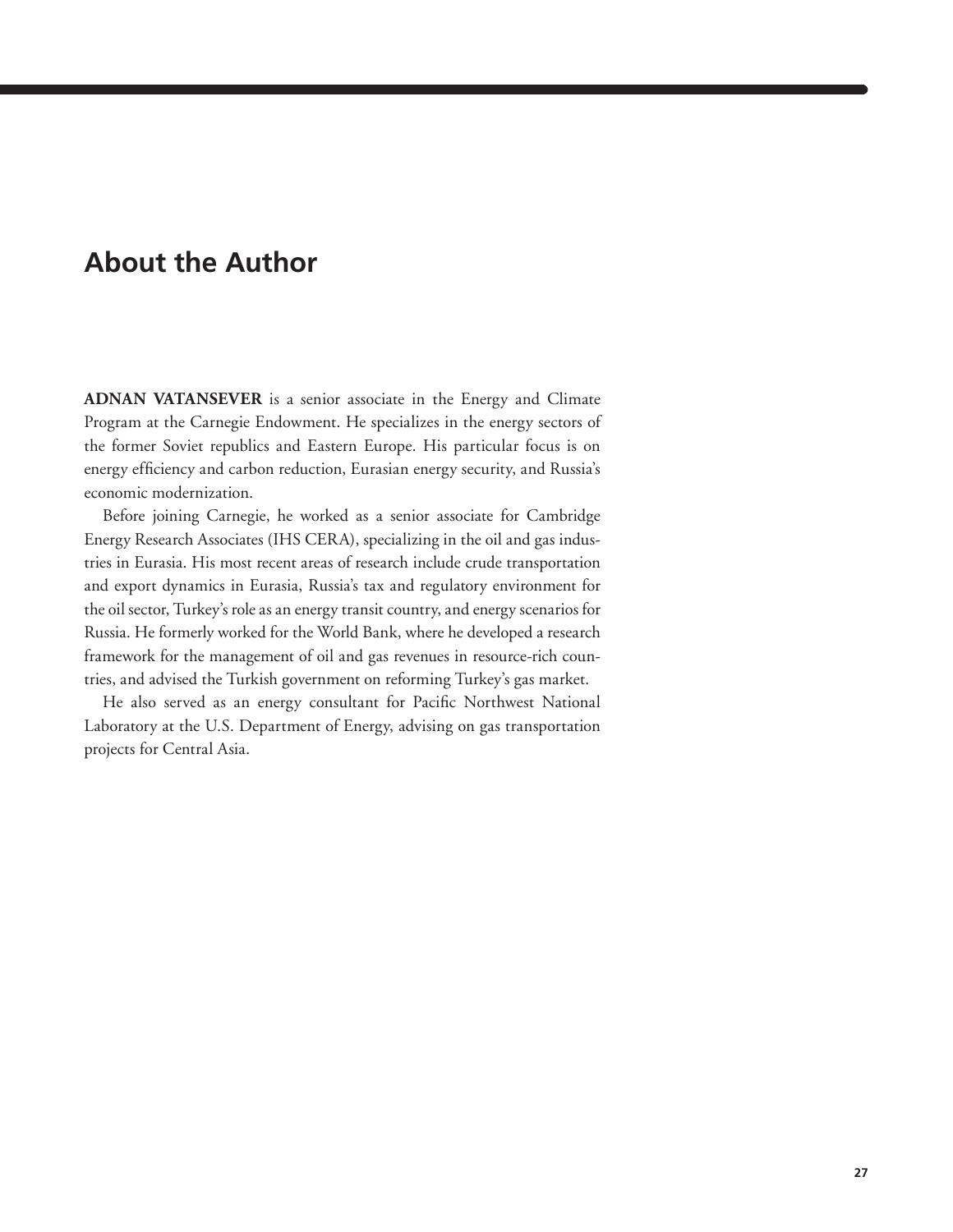## About the Author

**ADNAN VATANSEVER** is a senior associate in the Energy and Climate Program at the Carnegie Endowment. He specializes in the energy sectors of the former Soviet republics and Eastern Europe. His particular focus is on energy efficiency and carbon reduction, Eurasian energy security, and Russia's economic modernization.

Before joining Carnegie, he worked as a senior associate for Cambridge Energy Research Associates (IHS CERA), specializing in the oil and gas industries in Eurasia. His most recent areas of research include crude transportation and export dynamics in Eurasia, Russia's tax and regulatory environment for the oil sector, Turkey's role as an energy transit country, and energy scenarios for Russia. He formerly worked for the World Bank, where he developed a research framework for the management of oil and gas revenues in resource-rich countries, and advised the Turkish government on reforming Turkey's gas market.

He also served as an energy consultant for Pacific Northwest National Laboratory at the U.S. Department of Energy, advising on gas transportation projects for Central Asia.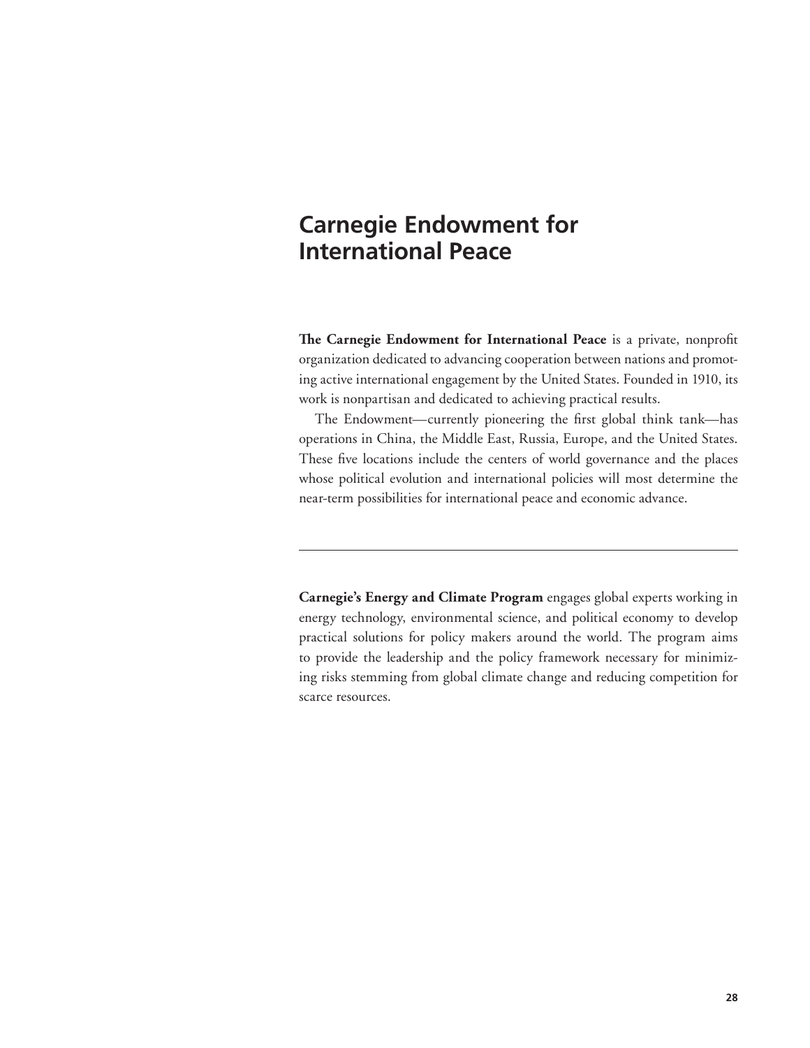# Carnegie Endowment for International Peace

**The Carnegie Endowment for International Peace** is a private, nonprofit organization dedicated to advancing cooperation between nations and promoting active international engagement by the United States. Founded in 1910, its work is nonpartisan and dedicated to achieving practical results.

The Endowment—currently pioneering the first global think tank—has operations in China, the Middle East, Russia, Europe, and the United States. These five locations include the centers of world governance and the places whose political evolution and international policies will most determine the near-term possibilities for international peace and economic advance.

---

**Carnegie's Energy and Climate Program** engages global experts working in energy technology, environmental science, and political economy to develop practical solutions for policy makers around the world. The program aims to provide the leadership and the policy framework necessary for minimizing risks stemming from global climate change and reducing competition for scarce resources.